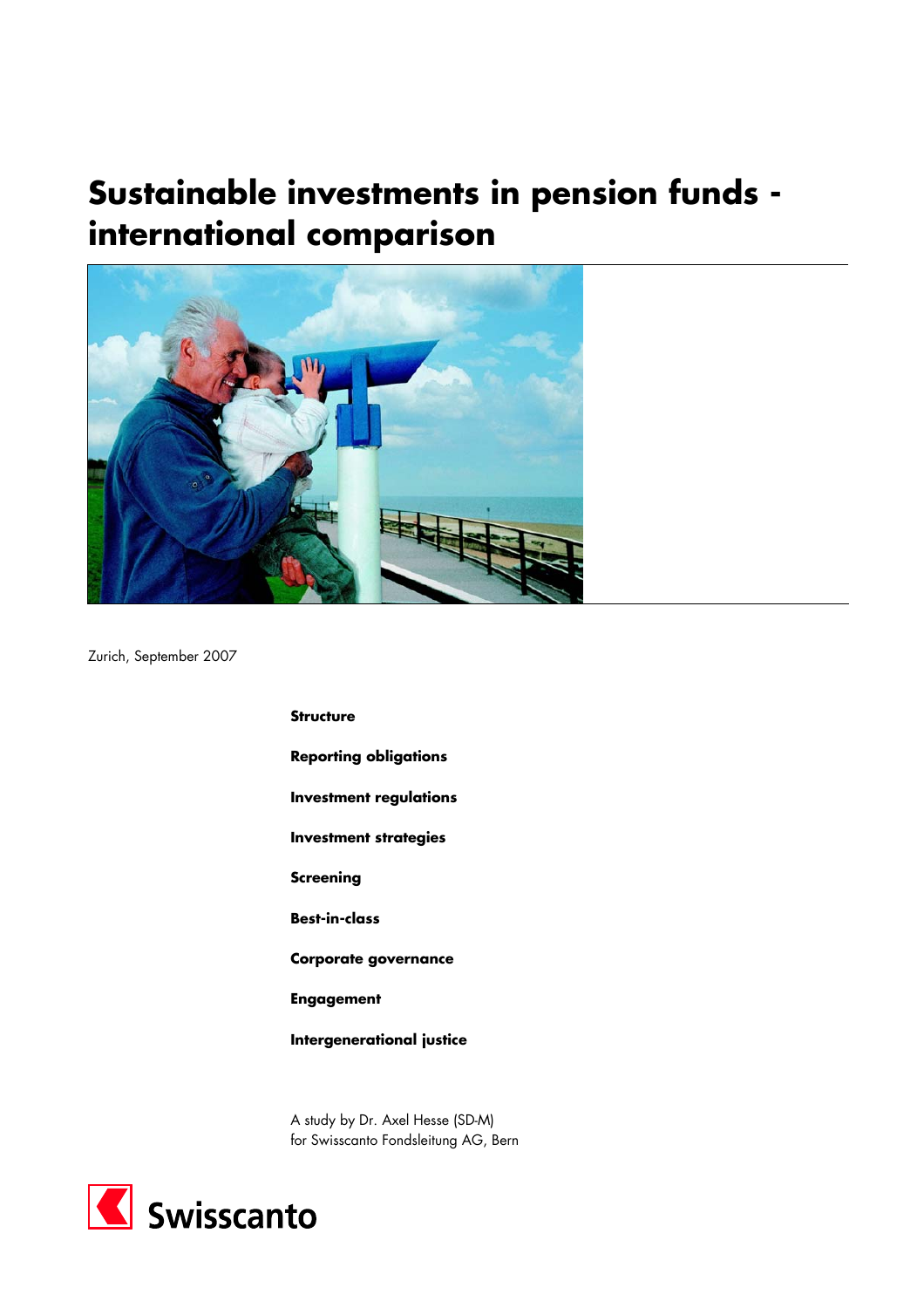# Sustainable investments in pension funds - international comparison

Zurich, September 2007

**Structure**

**Reporting obligations**

**Investment regulations**

**Investment strategies**

**Screening**

**Best-in-class**

**Corporate governance**

**Engagement**

**Intergenerational justice**

A study by Dr. Axel Hesse (SD-M)
for Swisscanto Fondsleitung AG, Bern

Swisscanto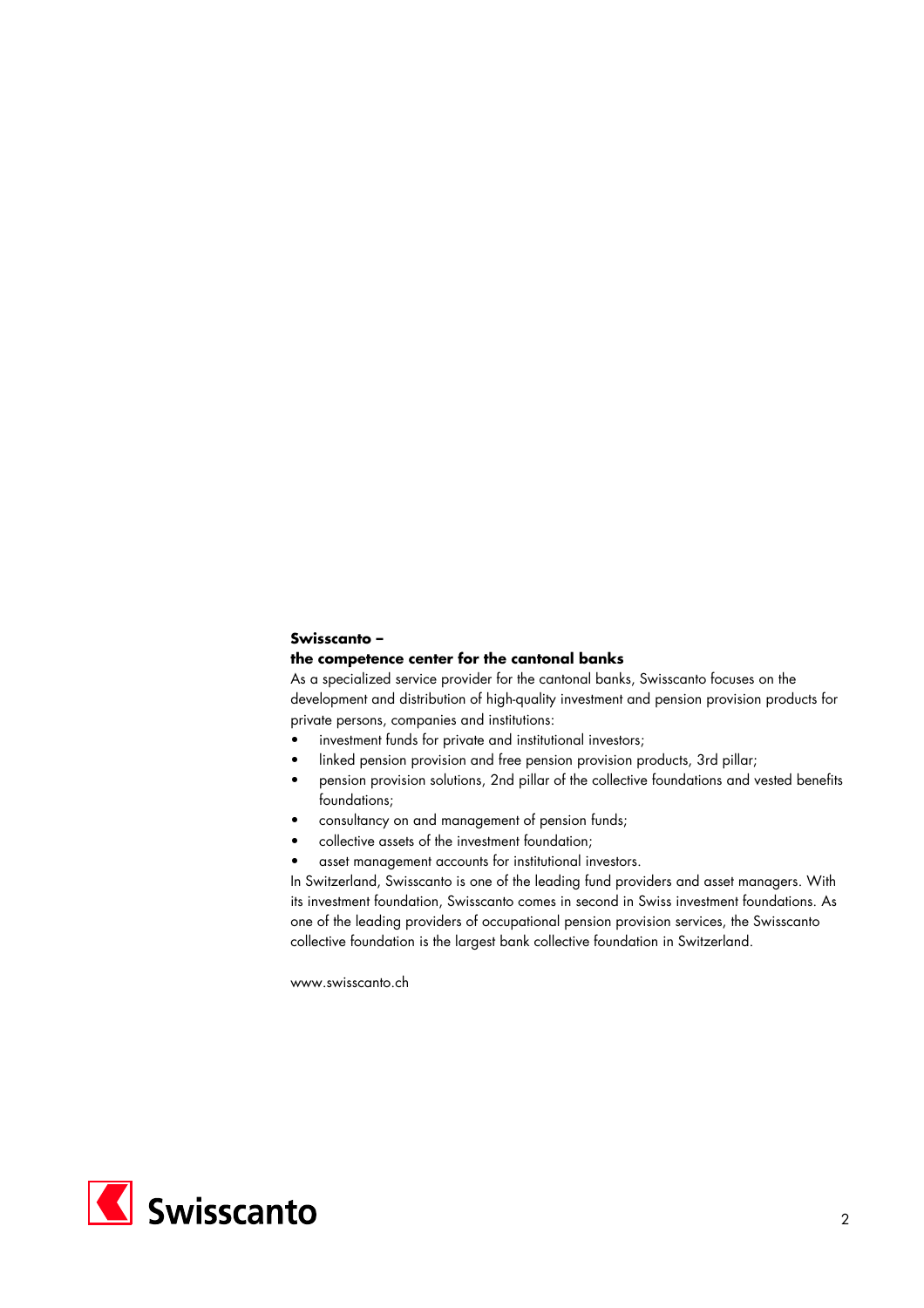**Swisscanto –**
**the competence center for the cantonal banks**

As a specialized service provider for the cantonal banks, Swisscanto focuses on the development and distribution of high-quality investment and pension provision products for private persons, companies and institutions:

- investment funds for private and institutional investors;
- linked pension provision and free pension provision products, 3rd pillar;
- pension provision solutions, 2nd pillar of the collective foundations and vested benefits foundations;
- consultancy on and management of pension funds;
- collective assets of the investment foundation;
- asset management accounts for institutional investors.

In Switzerland, Swisscanto is one of the leading fund providers and asset managers. With its investment foundation, Swisscanto comes in second in Swiss investment foundations. As one of the leading providers of occupational pension provision services, the Swisscanto collective foundation is the largest bank collective foundation in Switzerland.

www.swisscanto.ch

Swisscanto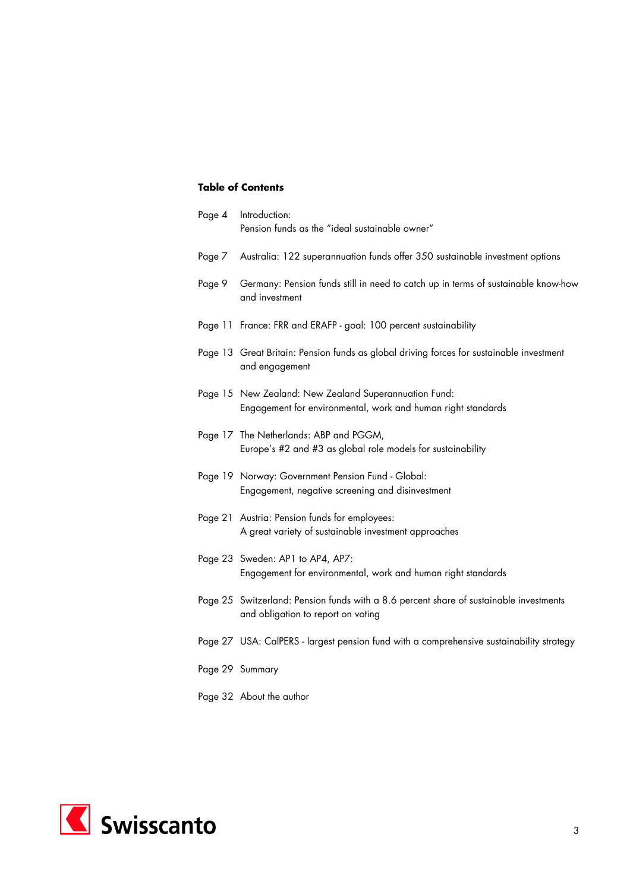**Table of Contents**

| | |
|---|---|
| Page 4 | Introduction: Pension funds as the "ideal sustainable owner" |
| Page 7 | Australia: 122 superannuation funds offer 350 sustainable investment options |
| Page 9 | Germany: Pension funds still in need to catch up in terms of sustainable know-how and investment |
| Page 11 | France: FRR and ERAFP - goal: 100 percent sustainability |
| Page 13 | Great Britain: Pension funds as global driving forces for sustainable investment and engagement |
| Page 15 | New Zealand: New Zealand Superannuation Fund: Engagement for environmental, work and human right standards |
| Page 17 | The Netherlands: ABP and PGGM, Europe's #2 and #3 as global role models for sustainability |
| Page 19 | Norway: Government Pension Fund - Global: Engagement, negative screening and disinvestment |
| Page 21 | Austria: Pension funds for employees: A great variety of sustainable investment approaches |
| Page 23 | Sweden: AP1 to AP4, AP7: Engagement for environmental, work and human right standards |
| Page 25 | Switzerland: Pension funds with a 8.6 percent share of sustainable investments and obligation to report on voting |
| Page 27 | USA: CalPERS - largest pension fund with a comprehensive sustainability strategy |
| Page 29 | Summary |
| Page 32 | About the author |

Swisscanto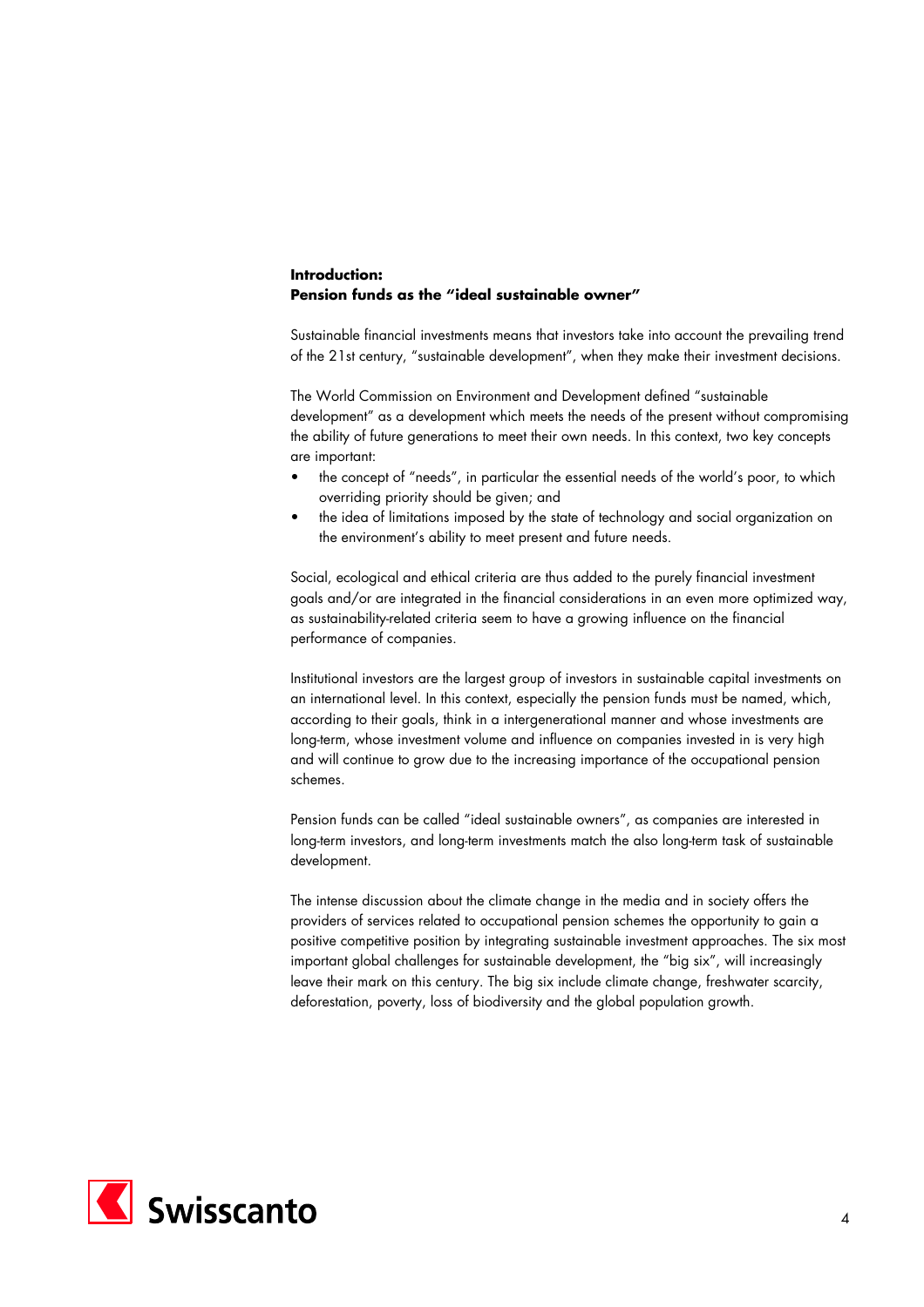## Introduction: Pension funds as the "ideal sustainable owner"

Sustainable financial investments means that investors take into account the prevailing trend of the 21st century, "sustainable development", when they make their investment decisions.

The World Commission on Environment and Development defined "sustainable development" as a development which meets the needs of the present without compromising the ability of future generations to meet their own needs. In this context, two key concepts are important:

- the concept of "needs", in particular the essential needs of the world's poor, to which overriding priority should be given; and
- the idea of limitations imposed by the state of technology and social organization on the environment's ability to meet present and future needs.

Social, ecological and ethical criteria are thus added to the purely financial investment goals and/or are integrated in the financial considerations in an even more optimized way, as sustainability-related criteria seem to have a growing influence on the financial performance of companies.

Institutional investors are the largest group of investors in sustainable capital investments on an international level. In this context, especially the pension funds must be named, which, according to their goals, think in a intergenerational manner and whose investments are long-term, whose investment volume and influence on companies invested in is very high and will continue to grow due to the increasing importance of the occupational pension schemes.

Pension funds can be called "ideal sustainable owners", as companies are interested in long-term investors, and long-term investments match the also long-term task of sustainable development.

The intense discussion about the climate change in the media and in society offers the providers of services related to occupational pension schemes the opportunity to gain a positive competitive position by integrating sustainable investment approaches. The six most important global challenges for sustainable development, the "big six", will increasingly leave their mark on this century. The big six include climate change, freshwater scarcity, deforestation, poverty, loss of biodiversity and the global population growth.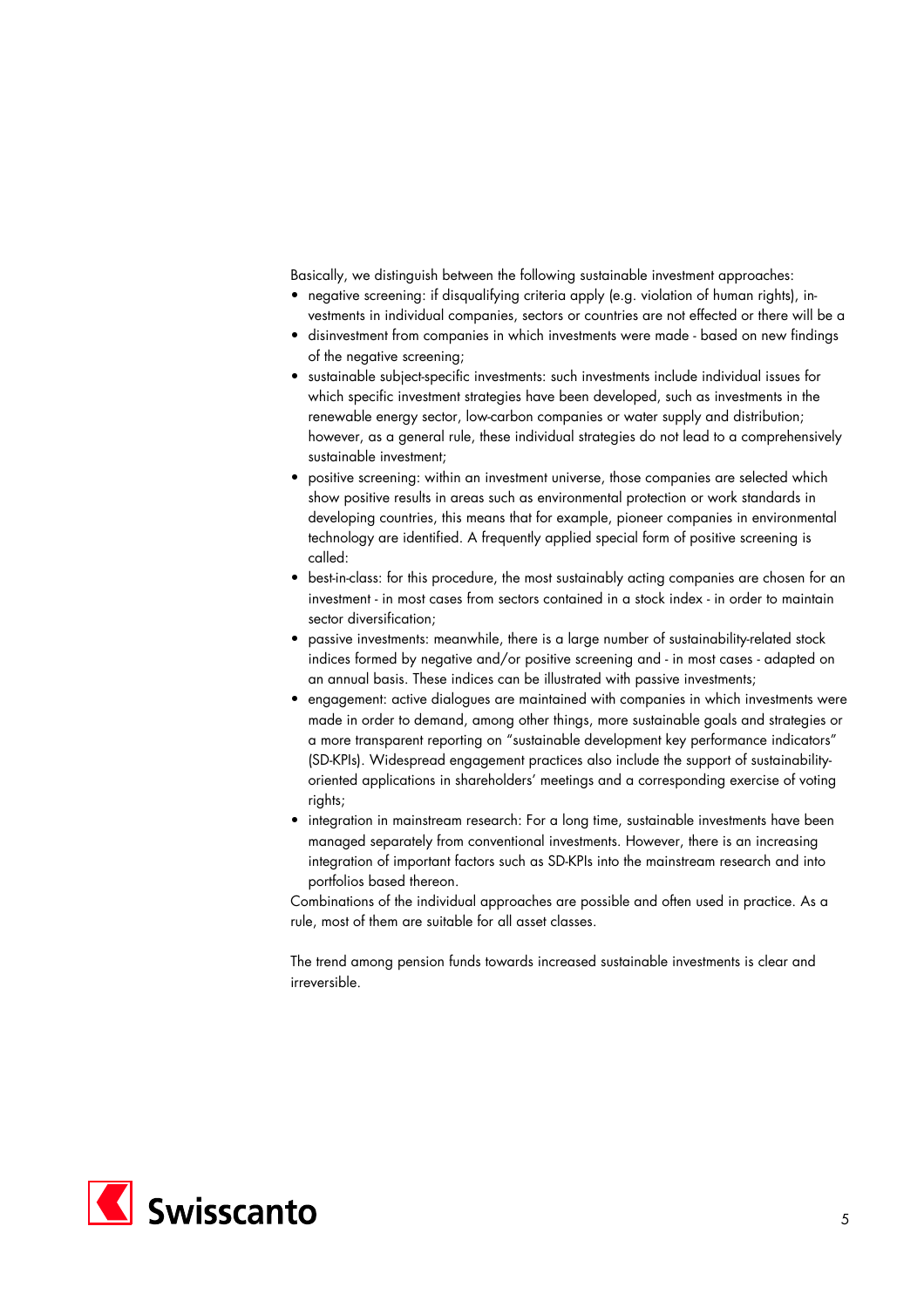Basically, we distinguish between the following sustainable investment approaches:

- negative screening: if disqualifying criteria apply (e.g. violation of human rights), investments in individual companies, sectors or countries are not effected or there will be a
- disinvestment from companies in which investments were made - based on new findings of the negative screening;
- sustainable subject-specific investments: such investments include individual issues for which specific investment strategies have been developed, such as investments in the renewable energy sector, low-carbon companies or water supply and distribution; however, as a general rule, these individual strategies do not lead to a comprehensively sustainable investment;
- positive screening: within an investment universe, those companies are selected which show positive results in areas such as environmental protection or work standards in developing countries, this means that for example, pioneer companies in environmental technology are identified. A frequently applied special form of positive screening is called:
- best-in-class: for this procedure, the most sustainably acting companies are chosen for an investment - in most cases from sectors contained in a stock index - in order to maintain sector diversification;
- passive investments: meanwhile, there is a large number of sustainability-related stock indices formed by negative and/or positive screening and - in most cases - adapted on an annual basis. These indices can be illustrated with passive investments;
- engagement: active dialogues are maintained with companies in which investments were made in order to demand, among other things, more sustainable goals and strategies or a more transparent reporting on "sustainable development key performance indicators" (SD-KPIs). Widespread engagement practices also include the support of sustainability-oriented applications in shareholders' meetings and a corresponding exercise of voting rights;
- integration in mainstream research: For a long time, sustainable investments have been managed separately from conventional investments. However, there is an increasing integration of important factors such as SD-KPIs into the mainstream research and into portfolios based thereon.

Combinations of the individual approaches are possible and often used in practice. As a rule, most of them are suitable for all asset classes.

The trend among pension funds towards increased sustainable investments is clear and irreversible.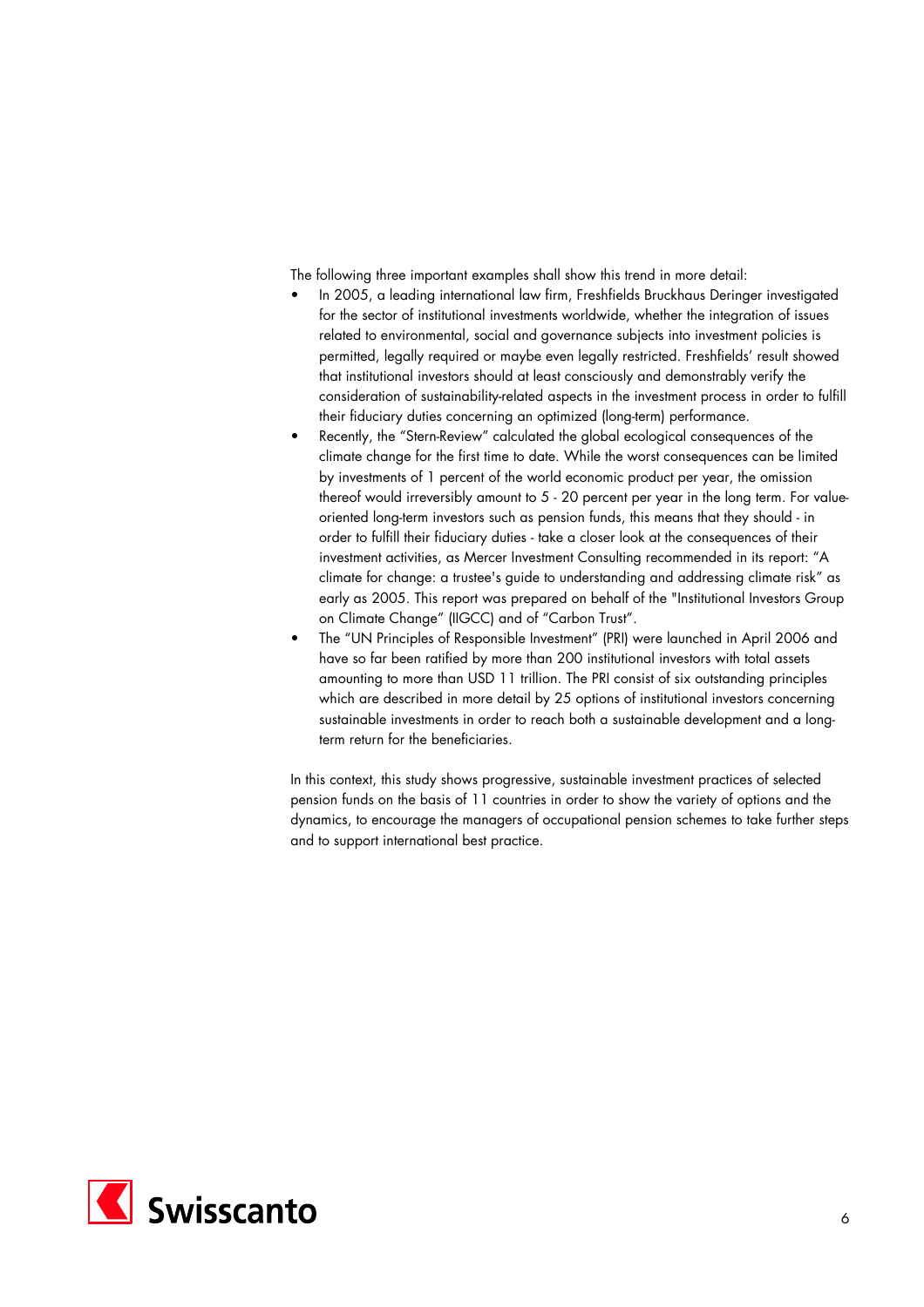The following three important examples shall show this trend in more detail:

- In 2005, a leading international law firm, Freshfields Bruckhaus Deringer investigated for the sector of institutional investments worldwide, whether the integration of issues related to environmental, social and governance subjects into investment policies is permitted, legally required or maybe even legally restricted. Freshfields' result showed that institutional investors should at least consciously and demonstrably verify the consideration of sustainability-related aspects in the investment process in order to fulfill their fiduciary duties concerning an optimized (long-term) performance.
- Recently, the "Stern-Review" calculated the global ecological consequences of the climate change for the first time to date. While the worst consequences can be limited by investments of 1 percent of the world economic product per year, the omission thereof would irreversibly amount to 5 - 20 percent per year in the long term. For value-oriented long-term investors such as pension funds, this means that they should - in order to fulfill their fiduciary duties - take a closer look at the consequences of their investment activities, as Mercer Investment Consulting recommended in its report: "A climate for change: a trustee's guide to understanding and addressing climate risk" as early as 2005. This report was prepared on behalf of the "Institutional Investors Group on Climate Change" (IIGCC) and of "Carbon Trust".
- The "UN Principles of Responsible Investment" (PRI) were launched in April 2006 and have so far been ratified by more than 200 institutional investors with total assets amounting to more than USD 11 trillion. The PRI consist of six outstanding principles which are described in more detail by 25 options of institutional investors concerning sustainable investments in order to reach both a sustainable development and a long-term return for the beneficiaries.

In this context, this study shows progressive, sustainable investment practices of selected pension funds on the basis of 11 countries in order to show the variety of options and the dynamics, to encourage the managers of occupational pension schemes to take further steps and to support international best practice.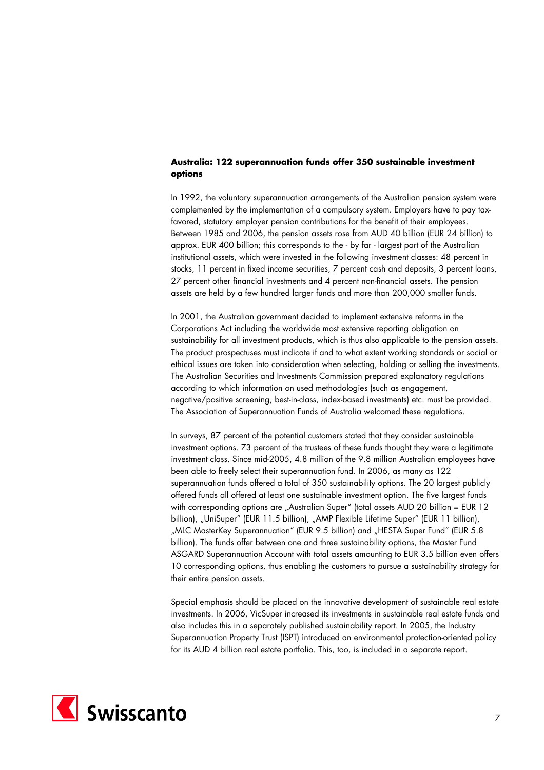**Australia: 122 superannuation funds offer 350 sustainable investment options**

In 1992, the voluntary superannuation arrangements of the Australian pension system were complemented by the implementation of a compulsory system. Employers have to pay tax-favored, statutory employer pension contributions for the benefit of their employees. Between 1985 and 2006, the pension assets rose from AUD 40 billion (EUR 24 billion) to approx. EUR 400 billion; this corresponds to the - by far - largest part of the Australian institutional assets, which were invested in the following investment classes: 48 percent in stocks, 11 percent in fixed income securities, 7 percent cash and deposits, 3 percent loans, 27 percent other financial investments and 4 percent non-financial assets. The pension assets are held by a few hundred larger funds and more than 200,000 smaller funds.

In 2001, the Australian government decided to implement extensive reforms in the Corporations Act including the worldwide most extensive reporting obligation on sustainability for all investment products, which is thus also applicable to the pension assets. The product prospectuses must indicate if and to what extent working standards or social or ethical issues are taken into consideration when selecting, holding or selling the investments. The Australian Securities and Investments Commission prepared explanatory regulations according to which information on used methodologies (such as engagement, negative/positive screening, best-in-class, index-based investments) etc. must be provided. The Association of Superannuation Funds of Australia welcomed these regulations.

In surveys, 87 percent of the potential customers stated that they consider sustainable investment options. 73 percent of the trustees of these funds thought they were a legitimate investment class. Since mid-2005, 4.8 million of the 9.8 million Australian employees have been able to freely select their superannuation fund. In 2006, as many as 122 superannuation funds offered a total of 350 sustainability options. The 20 largest publicly offered funds all offered at least one sustainable investment option. The five largest funds with corresponding options are „Australian Super" (total assets AUD 20 billion = EUR 12 billion), „UniSuper" (EUR 11.5 billion), „AMP Flexible Lifetime Super" (EUR 11 billion), „MLC MasterKey Superannuation" (EUR 9.5 billion) and „HESTA Super Fund" (EUR 5.8 billion). The funds offer between one and three sustainability options, the Master Fund ASGARD Superannuation Account with total assets amounting to EUR 3.5 billion even offers 10 corresponding options, thus enabling the customers to pursue a sustainability strategy for their entire pension assets.

Special emphasis should be placed on the innovative development of sustainable real estate investments. In 2006, VicSuper increased its investments in sustainable real estate funds and also includes this in a separately published sustainability report. In 2005, the Industry Superannuation Property Trust (ISPT) introduced an environmental protection-oriented policy for its AUD 4 billion real estate portfolio. This, too, is included in a separate report.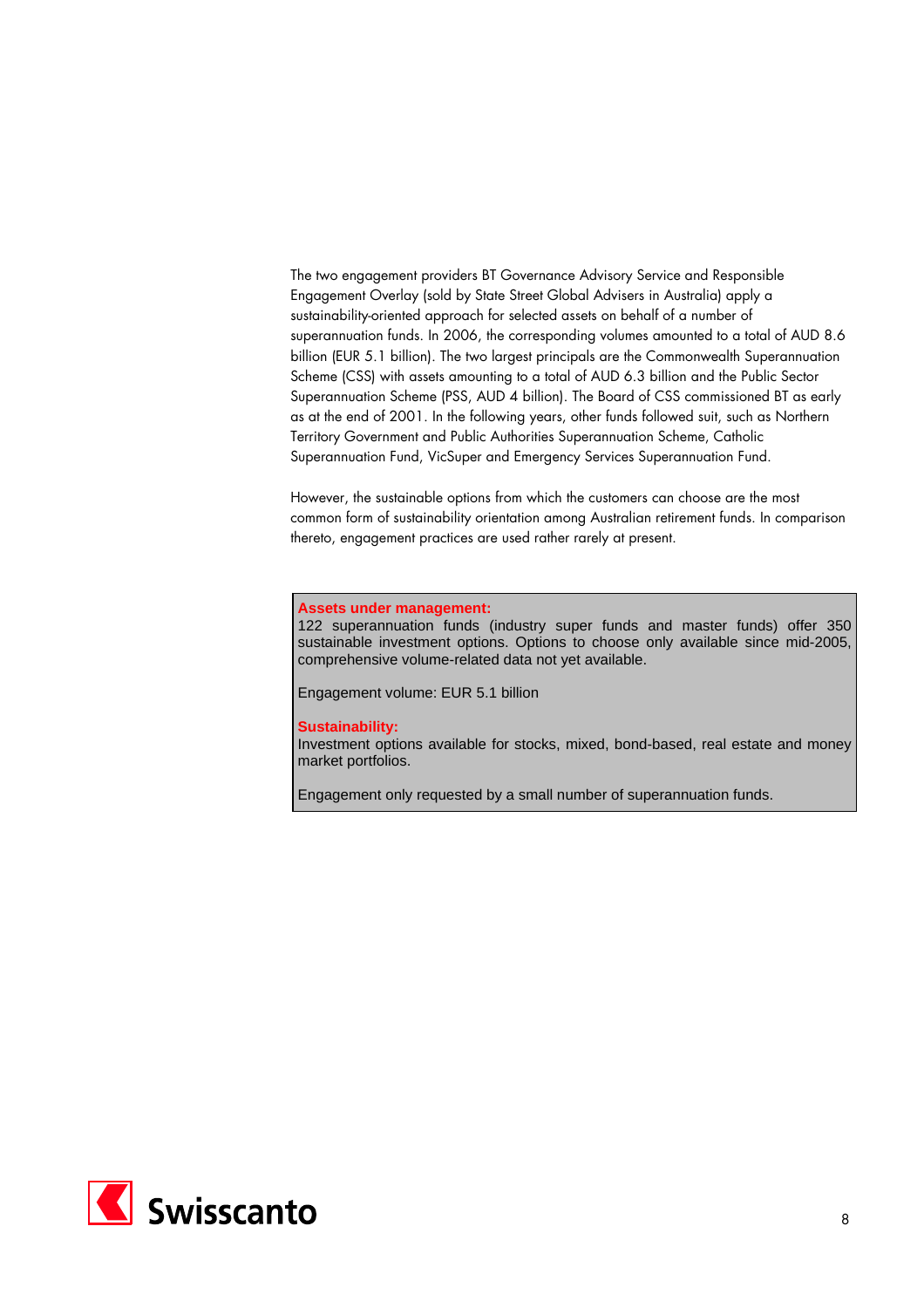The two engagement providers BT Governance Advisory Service and Responsible Engagement Overlay (sold by State Street Global Advisers in Australia) apply a sustainability-oriented approach for selected assets on behalf of a number of superannuation funds. In 2006, the corresponding volumes amounted to a total of AUD 8.6 billion (EUR 5.1 billion). The two largest principals are the Commonwealth Superannuation Scheme (CSS) with assets amounting to a total of AUD 6.3 billion and the Public Sector Superannuation Scheme (PSS, AUD 4 billion). The Board of CSS commissioned BT as early as at the end of 2001. In the following years, other funds followed suit, such as Northern Territory Government and Public Authorities Superannuation Scheme, Catholic Superannuation Fund, VicSuper and Emergency Services Superannuation Fund.

However, the sustainable options from which the customers can choose are the most common form of sustainability orientation among Australian retirement funds. In comparison thereto, engagement practices are used rather rarely at present.

**Assets under management:**
122 superannuation funds (industry super funds and master funds) offer 350 sustainable investment options. Options to choose only available since mid-2005, comprehensive volume-related data not yet available.

Engagement volume: EUR 5.1 billion

**Sustainability:**
Investment options available for stocks, mixed, bond-based, real estate and money market portfolios.

Engagement only requested by a small number of superannuation funds.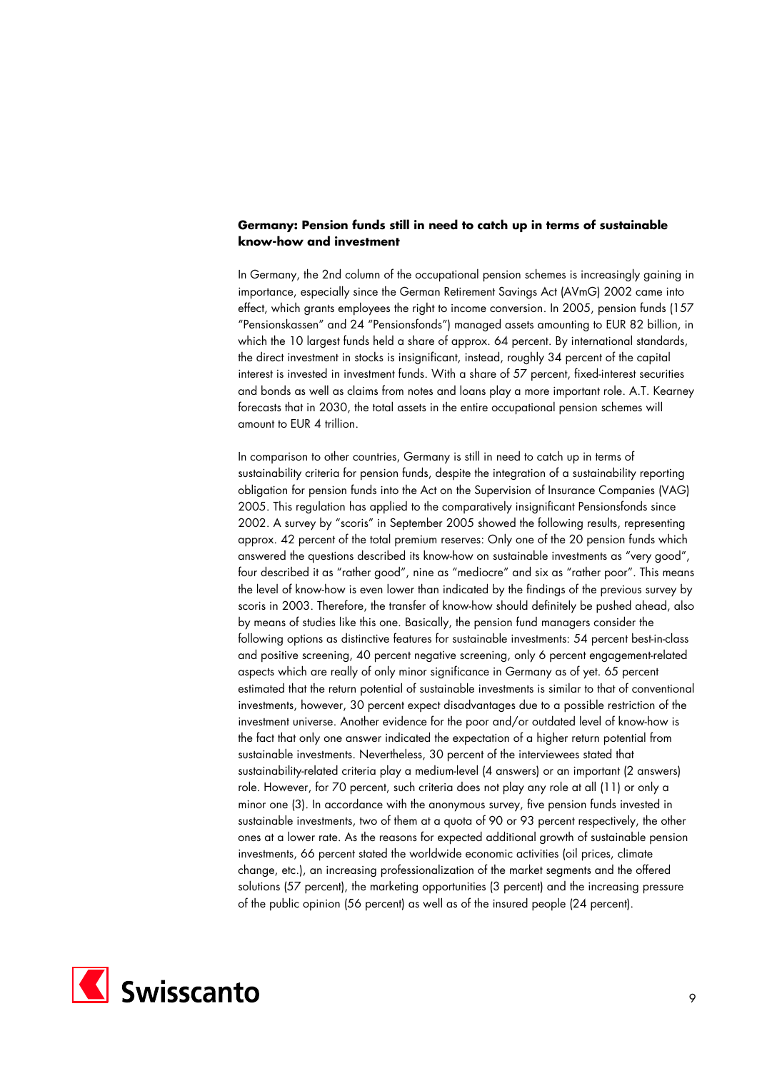**Germany: Pension funds still in need to catch up in terms of sustainable know-how and investment**

In Germany, the 2nd column of the occupational pension schemes is increasingly gaining in importance, especially since the German Retirement Savings Act (AVmG) 2002 came into effect, which grants employees the right to income conversion. In 2005, pension funds (157 "Pensionskassen" and 24 "Pensionsfonds") managed assets amounting to EUR 82 billion, in which the 10 largest funds held a share of approx. 64 percent. By international standards, the direct investment in stocks is insignificant, instead, roughly 34 percent of the capital interest is invested in investment funds. With a share of 57 percent, fixed-interest securities and bonds as well as claims from notes and loans play a more important role. A.T. Kearney forecasts that in 2030, the total assets in the entire occupational pension schemes will amount to EUR 4 trillion.

In comparison to other countries, Germany is still in need to catch up in terms of sustainability criteria for pension funds, despite the integration of a sustainability reporting obligation for pension funds into the Act on the Supervision of Insurance Companies (VAG) 2005. This regulation has applied to the comparatively insignificant Pensionsfonds since 2002. A survey by "scoris" in September 2005 showed the following results, representing approx. 42 percent of the total premium reserves: Only one of the 20 pension funds which answered the questions described its know-how on sustainable investments as "very good", four described it as "rather good", nine as "mediocre" and six as "rather poor". This means the level of know-how is even lower than indicated by the findings of the previous survey by scoris in 2003. Therefore, the transfer of know-how should definitely be pushed ahead, also by means of studies like this one. Basically, the pension fund managers consider the following options as distinctive features for sustainable investments: 54 percent best-in-class and positive screening, 40 percent negative screening, only 6 percent engagement-related aspects which are really of only minor significance in Germany as of yet. 65 percent estimated that the return potential of sustainable investments is similar to that of conventional investments, however, 30 percent expect disadvantages due to a possible restriction of the investment universe. Another evidence for the poor and/or outdated level of know-how is the fact that only one answer indicated the expectation of a higher return potential from sustainable investments. Nevertheless, 30 percent of the interviewees stated that sustainability-related criteria play a medium-level (4 answers) or an important (2 answers) role. However, for 70 percent, such criteria does not play any role at all (11) or only a minor one (3). In accordance with the anonymous survey, five pension funds invested in sustainable investments, two of them at a quota of 90 or 93 percent respectively, the other ones at a lower rate. As the reasons for expected additional growth of sustainable pension investments, 66 percent stated the worldwide economic activities (oil prices, climate change, etc.), an increasing professionalization of the market segments and the offered solutions (57 percent), the marketing opportunities (3 percent) and the increasing pressure of the public opinion (56 percent) as well as of the insured people (24 percent).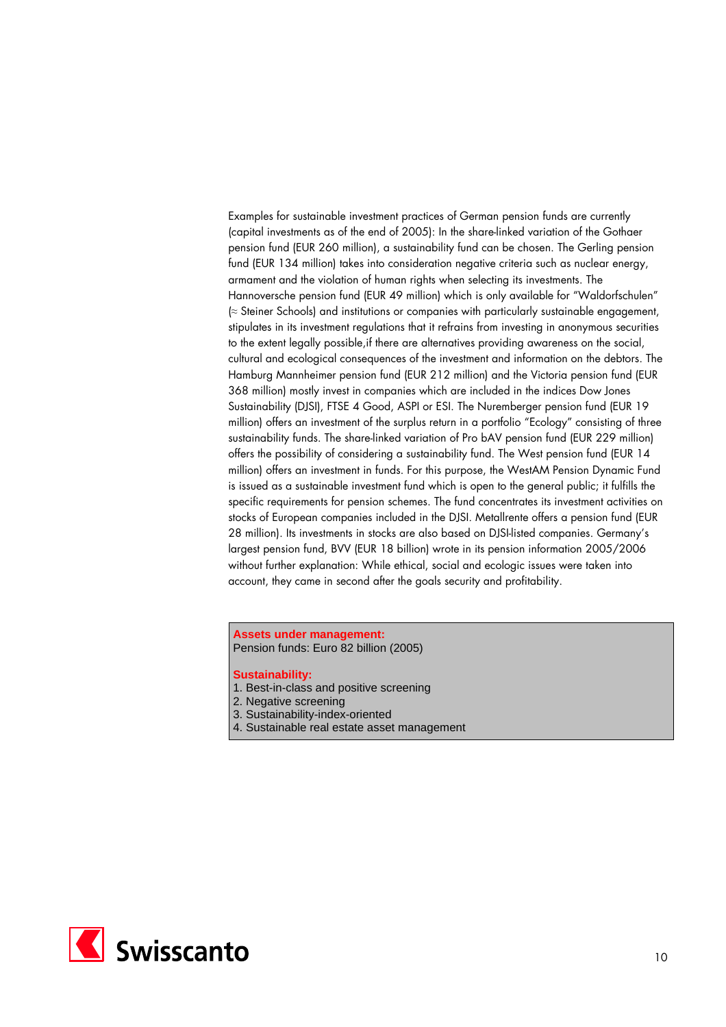Examples for sustainable investment practices of German pension funds are currently (capital investments as of the end of 2005): In the share-linked variation of the Gothaer pension fund (EUR 260 million), a sustainability fund can be chosen. The Gerling pension fund (EUR 134 million) takes into consideration negative criteria such as nuclear energy, armament and the violation of human rights when selecting its investments. The Hannoversche pension fund (EUR 49 million) which is only available for "Waldorfschulen" (≈ Steiner Schools) and institutions or companies with particularly sustainable engagement, stipulates in its investment regulations that it refrains from investing in anonymous securities to the extent legally possible,if there are alternatives providing awareness on the social, cultural and ecological consequences of the investment and information on the debtors. The Hamburg Mannheimer pension fund (EUR 212 million) and the Victoria pension fund (EUR 368 million) mostly invest in companies which are included in the indices Dow Jones Sustainability (DJSI), FTSE 4 Good, ASPI or ESI. The Nuremberger pension fund (EUR 19 million) offers an investment of the surplus return in a portfolio "Ecology" consisting of three sustainability funds. The share-linked variation of Pro bAV pension fund (EUR 229 million) offers the possibility of considering a sustainability fund. The West pension fund (EUR 14 million) offers an investment in funds. For this purpose, the WestAM Pension Dynamic Fund is issued as a sustainable investment fund which is open to the general public; it fulfills the specific requirements for pension schemes. The fund concentrates its investment activities on stocks of European companies included in the DJSI. Metallrente offers a pension fund (EUR 28 million). Its investments in stocks are also based on DJSI-listed companies. Germany's largest pension fund, BVV (EUR 18 billion) wrote in its pension information 2005/2006 without further explanation: While ethical, social and ecologic issues were taken into account, they came in second after the goals security and profitability.

**Assets under management:**
Pension funds: Euro 82 billion (2005)

**Sustainability:**
1. Best-in-class and positive screening
2. Negative screening
3. Sustainability-index-oriented
4. Sustainable real estate asset management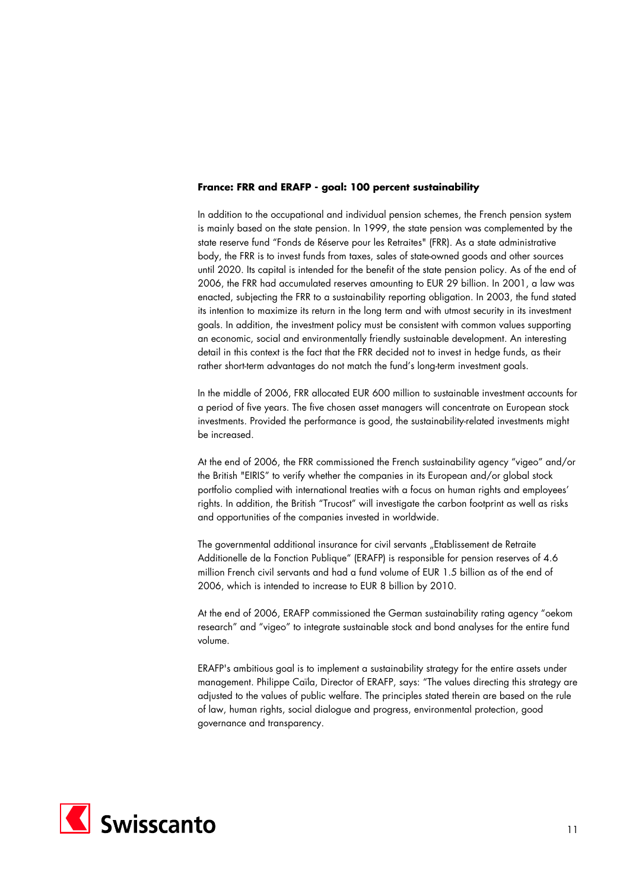**France: FRR and ERAFP - goal: 100 percent sustainability**

In addition to the occupational and individual pension schemes, the French pension system is mainly based on the state pension. In 1999, the state pension was complemented by the state reserve fund "Fonds de Réserve pour les Retraites" (FRR). As a state administrative body, the FRR is to invest funds from taxes, sales of state-owned goods and other sources until 2020. Its capital is intended for the benefit of the state pension policy. As of the end of 2006, the FRR had accumulated reserves amounting to EUR 29 billion. In 2001, a law was enacted, subjecting the FRR to a sustainability reporting obligation. In 2003, the fund stated its intention to maximize its return in the long term and with utmost security in its investment goals. In addition, the investment policy must be consistent with common values supporting an economic, social and environmentally friendly sustainable development. An interesting detail in this context is the fact that the FRR decided not to invest in hedge funds, as their rather short-term advantages do not match the fund's long-term investment goals.

In the middle of 2006, FRR allocated EUR 600 million to sustainable investment accounts for a period of five years. The five chosen asset managers will concentrate on European stock investments. Provided the performance is good, the sustainability-related investments might be increased.

At the end of 2006, the FRR commissioned the French sustainability agency "vigeo" and/or the British "EIRIS" to verify whether the companies in its European and/or global stock portfolio complied with international treaties with a focus on human rights and employees' rights. In addition, the British "Trucost" will investigate the carbon footprint as well as risks and opportunities of the companies invested in worldwide.

The governmental additional insurance for civil servants „Etablissement de Retraite Additionelle de la Fonction Publique" (ERAFP) is responsible for pension reserves of 4.6 million French civil servants and had a fund volume of EUR 1.5 billion as of the end of 2006, which is intended to increase to EUR 8 billion by 2010.

At the end of 2006, ERAFP commissioned the German sustainability rating agency "oekom research" and "vigeo" to integrate sustainable stock and bond analyses for the entire fund volume.

ERAFP's ambitious goal is to implement a sustainability strategy for the entire assets under management. Philippe Caïla, Director of ERAFP, says: "The values directing this strategy are adjusted to the values of public welfare. The principles stated therein are based on the rule of law, human rights, social dialogue and progress, environmental protection, good governance and transparency.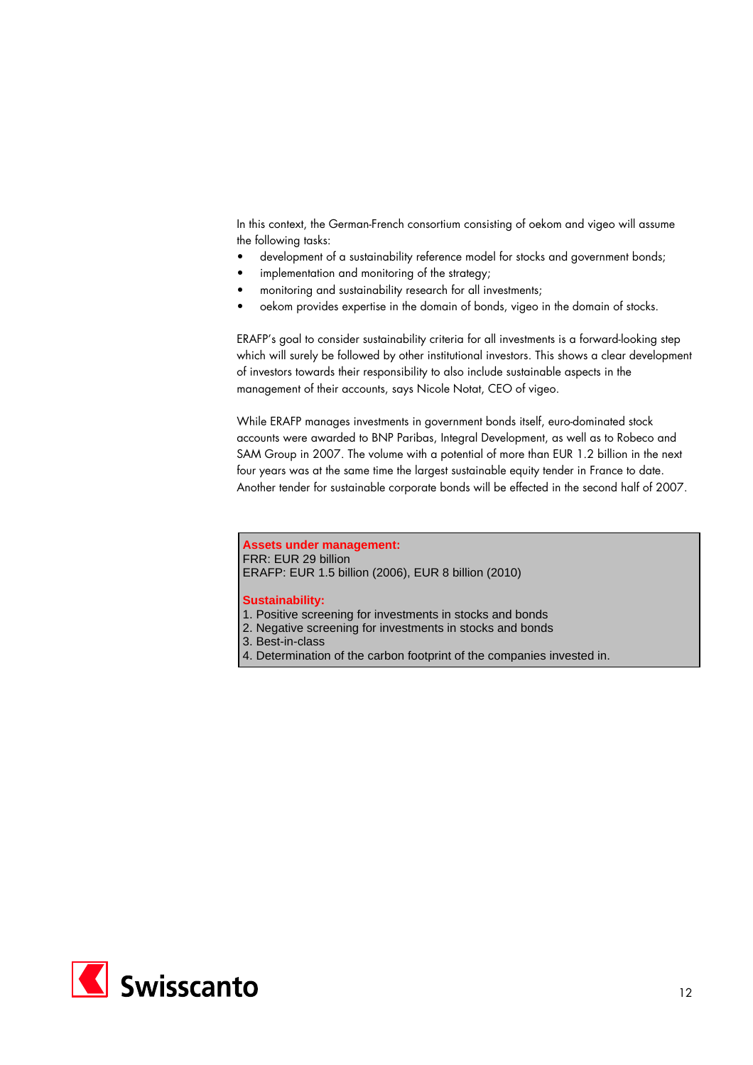In this context, the German-French consortium consisting of oekom and vigeo will assume the following tasks:

- development of a sustainability reference model for stocks and government bonds;
- implementation and monitoring of the strategy;
- monitoring and sustainability research for all investments;
- oekom provides expertise in the domain of bonds, vigeo in the domain of stocks.

ERAFP's goal to consider sustainability criteria for all investments is a forward-looking step which will surely be followed by other institutional investors. This shows a clear development of investors towards their responsibility to also include sustainable aspects in the management of their accounts, says Nicole Notat, CEO of vigeo.

While ERAFP manages investments in government bonds itself, euro-dominated stock accounts were awarded to BNP Paribas, Integral Development, as well as to Robeco and SAM Group in 2007. The volume with a potential of more than EUR 1.2 billion in the next four years was at the same time the largest sustainable equity tender in France to date. Another tender for sustainable corporate bonds will be effected in the second half of 2007.

**Assets under management:**
FRR: EUR 29 billion
ERAFP: EUR 1.5 billion (2006), EUR 8 billion (2010)

**Sustainability:**
1. Positive screening for investments in stocks and bonds
2. Negative screening for investments in stocks and bonds
3. Best-in-class
4. Determination of the carbon footprint of the companies invested in.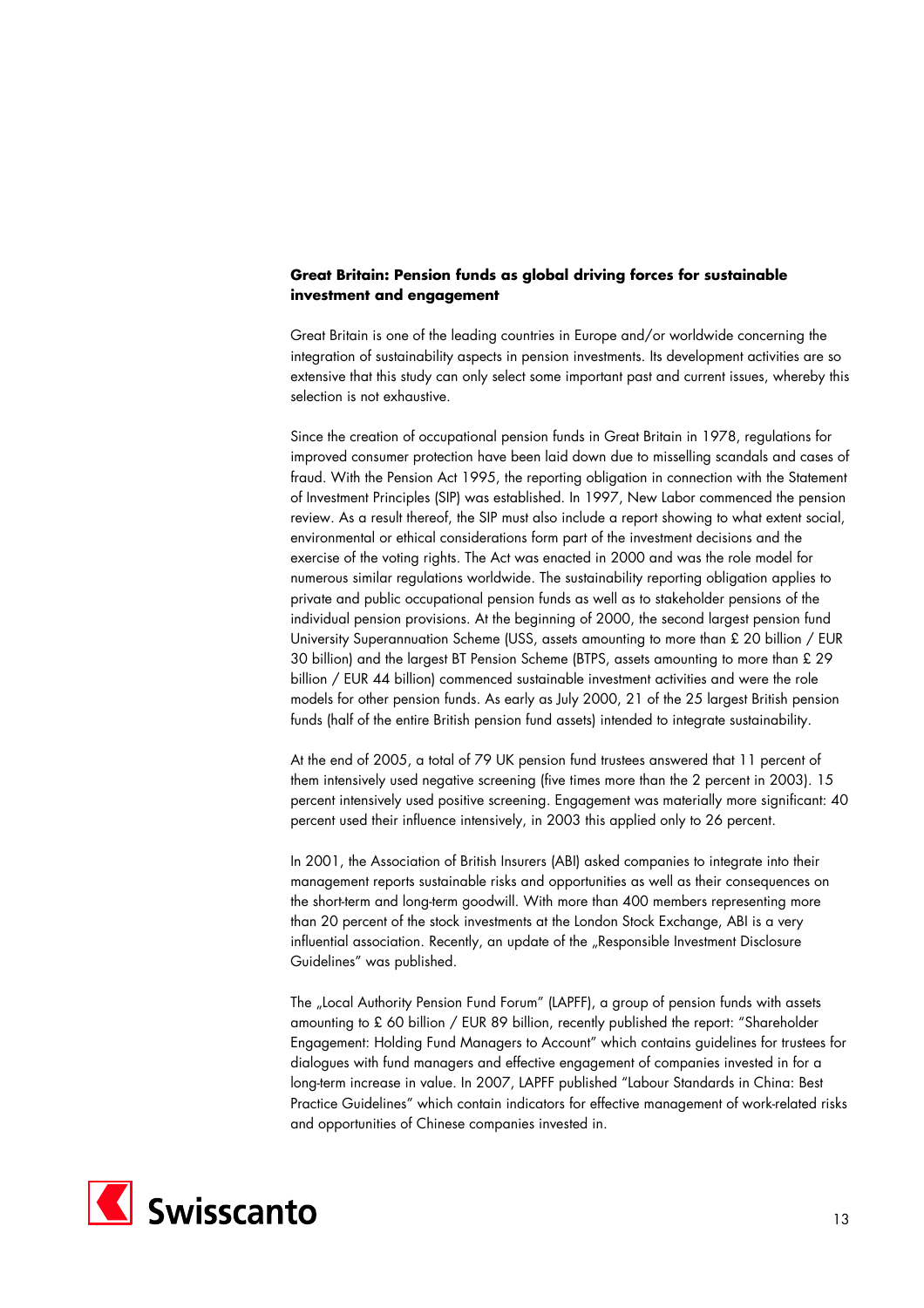**Great Britain: Pension funds as global driving forces for sustainable investment and engagement**

Great Britain is one of the leading countries in Europe and/or worldwide concerning the integration of sustainability aspects in pension investments. Its development activities are so extensive that this study can only select some important past and current issues, whereby this selection is not exhaustive.

Since the creation of occupational pension funds in Great Britain in 1978, regulations for improved consumer protection have been laid down due to misselling scandals and cases of fraud. With the Pension Act 1995, the reporting obligation in connection with the Statement of Investment Principles (SIP) was established. In 1997, New Labor commenced the pension review. As a result thereof, the SIP must also include a report showing to what extent social, environmental or ethical considerations form part of the investment decisions and the exercise of the voting rights. The Act was enacted in 2000 and was the role model for numerous similar regulations worldwide. The sustainability reporting obligation applies to private and public occupational pension funds as well as to stakeholder pensions of the individual pension provisions. At the beginning of 2000, the second largest pension fund University Superannuation Scheme (USS, assets amounting to more than £ 20 billion / EUR 30 billion) and the largest BT Pension Scheme (BTPS, assets amounting to more than £ 29 billion / EUR 44 billion) commenced sustainable investment activities and were the role models for other pension funds. As early as July 2000, 21 of the 25 largest British pension funds (half of the entire British pension fund assets) intended to integrate sustainability.

At the end of 2005, a total of 79 UK pension fund trustees answered that 11 percent of them intensively used negative screening (five times more than the 2 percent in 2003). 15 percent intensively used positive screening. Engagement was materially more significant: 40 percent used their influence intensively, in 2003 this applied only to 26 percent.

In 2001, the Association of British Insurers (ABI) asked companies to integrate into their management reports sustainable risks and opportunities as well as their consequences on the short-term and long-term goodwill. With more than 400 members representing more than 20 percent of the stock investments at the London Stock Exchange, ABI is a very influential association. Recently, an update of the „Responsible Investment Disclosure Guidelines" was published.

The „Local Authority Pension Fund Forum" (LAPFF), a group of pension funds with assets amounting to £ 60 billion / EUR 89 billion, recently published the report: "Shareholder Engagement: Holding Fund Managers to Account" which contains guidelines for trustees for dialogues with fund managers and effective engagement of companies invested in for a long-term increase in value. In 2007, LAPFF published "Labour Standards in China: Best Practice Guidelines" which contain indicators for effective management of work-related risks and opportunities of Chinese companies invested in.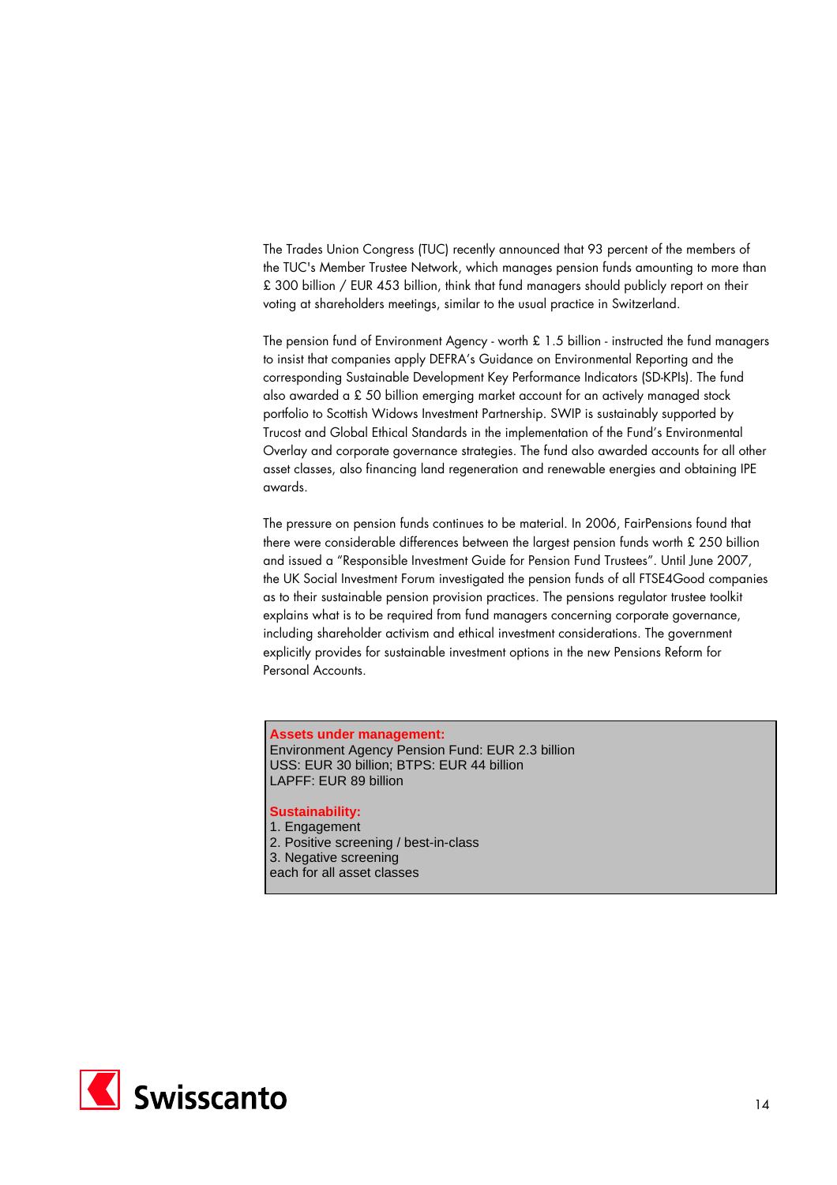The Trades Union Congress (TUC) recently announced that 93 percent of the members of the TUC's Member Trustee Network, which manages pension funds amounting to more than £ 300 billion / EUR 453 billion, think that fund managers should publicly report on their voting at shareholders meetings, similar to the usual practice in Switzerland.

The pension fund of Environment Agency - worth £ 1.5 billion - instructed the fund managers to insist that companies apply DEFRA's Guidance on Environmental Reporting and the corresponding Sustainable Development Key Performance Indicators (SD-KPIs). The fund also awarded a £ 50 billion emerging market account for an actively managed stock portfolio to Scottish Widows Investment Partnership. SWIP is sustainably supported by Trucost and Global Ethical Standards in the implementation of the Fund's Environmental Overlay and corporate governance strategies. The fund also awarded accounts for all other asset classes, also financing land regeneration and renewable energies and obtaining IPE awards.

The pressure on pension funds continues to be material. In 2006, FairPensions found that there were considerable differences between the largest pension funds worth £ 250 billion and issued a "Responsible Investment Guide for Pension Fund Trustees". Until June 2007, the UK Social Investment Forum investigated the pension funds of all FTSE4Good companies as to their sustainable pension provision practices. The pensions regulator trustee toolkit explains what is to be required from fund managers concerning corporate governance, including shareholder activism and ethical investment considerations. The government explicitly provides for sustainable investment options in the new Pensions Reform for Personal Accounts.

**Assets under management:**
Environment Agency Pension Fund: EUR 2.3 billion
USS: EUR 30 billion; BTPS: EUR 44 billion
LAPFF: EUR 89 billion

**Sustainability:**
1. Engagement
2. Positive screening / best-in-class
3. Negative screening
each for all asset classes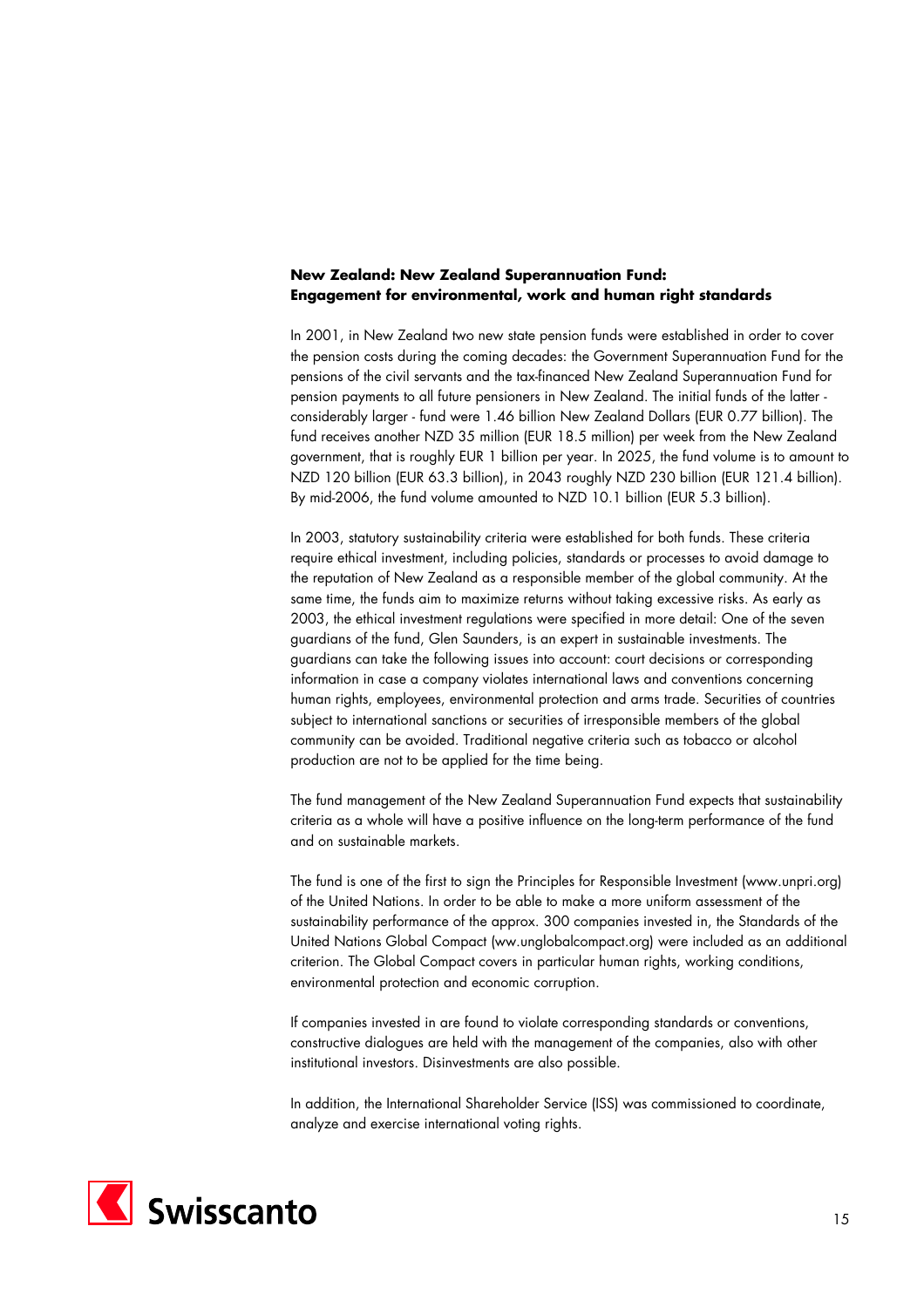**New Zealand: New Zealand Superannuation Fund: Engagement for environmental, work and human right standards**

In 2001, in New Zealand two new state pension funds were established in order to cover the pension costs during the coming decades: the Government Superannuation Fund for the pensions of the civil servants and the tax-financed New Zealand Superannuation Fund for pension payments to all future pensioners in New Zealand. The initial funds of the latter - considerably larger - fund were 1.46 billion New Zealand Dollars (EUR 0.77 billion). The fund receives another NZD 35 million (EUR 18.5 million) per week from the New Zealand government, that is roughly EUR 1 billion per year. In 2025, the fund volume is to amount to NZD 120 billion (EUR 63.3 billion), in 2043 roughly NZD 230 billion (EUR 121.4 billion). By mid-2006, the fund volume amounted to NZD 10.1 billion (EUR 5.3 billion).

In 2003, statutory sustainability criteria were established for both funds. These criteria require ethical investment, including policies, standards or processes to avoid damage to the reputation of New Zealand as a responsible member of the global community. At the same time, the funds aim to maximize returns without taking excessive risks. As early as 2003, the ethical investment regulations were specified in more detail: One of the seven guardians of the fund, Glen Saunders, is an expert in sustainable investments. The guardians can take the following issues into account: court decisions or corresponding information in case a company violates international laws and conventions concerning human rights, employees, environmental protection and arms trade. Securities of countries subject to international sanctions or securities of irresponsible members of the global community can be avoided. Traditional negative criteria such as tobacco or alcohol production are not to be applied for the time being.

The fund management of the New Zealand Superannuation Fund expects that sustainability criteria as a whole will have a positive influence on the long-term performance of the fund and on sustainable markets.

The fund is one of the first to sign the Principles for Responsible Investment (www.unpri.org) of the United Nations. In order to be able to make a more uniform assessment of the sustainability performance of the approx. 300 companies invested in, the Standards of the United Nations Global Compact (ww.unglobalcompact.org) were included as an additional criterion. The Global Compact covers in particular human rights, working conditions, environmental protection and economic corruption.

If companies invested in are found to violate corresponding standards or conventions, constructive dialogues are held with the management of the companies, also with other institutional investors. Disinvestments are also possible.

In addition, the International Shareholder Service (ISS) was commissioned to coordinate, analyze and exercise international voting rights.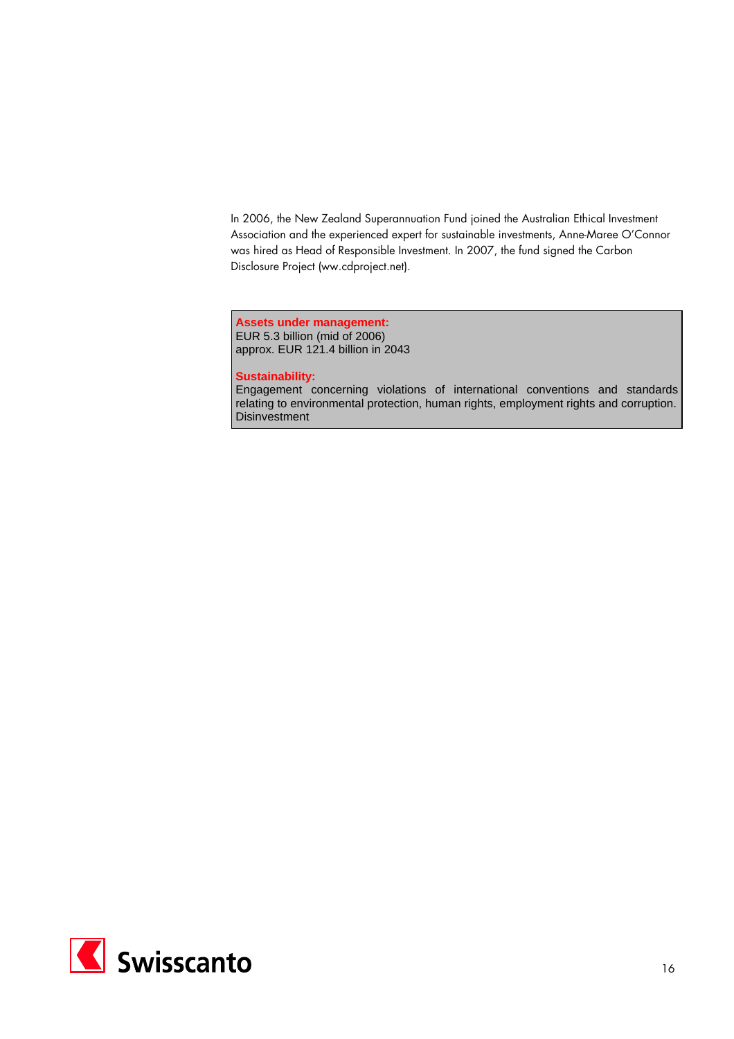In 2006, the New Zealand Superannuation Fund joined the Australian Ethical Investment Association and the experienced expert for sustainable investments, Anne-Maree O'Connor was hired as Head of Responsible Investment. In 2007, the fund signed the Carbon Disclosure Project (ww.cdproject.net).

**Assets under management:**
EUR 5.3 billion (mid of 2006)
approx. EUR 121.4 billion in 2043

**Sustainability:**
Engagement concerning violations of international conventions and standards relating to environmental protection, human rights, employment rights and corruption.
Disinvestment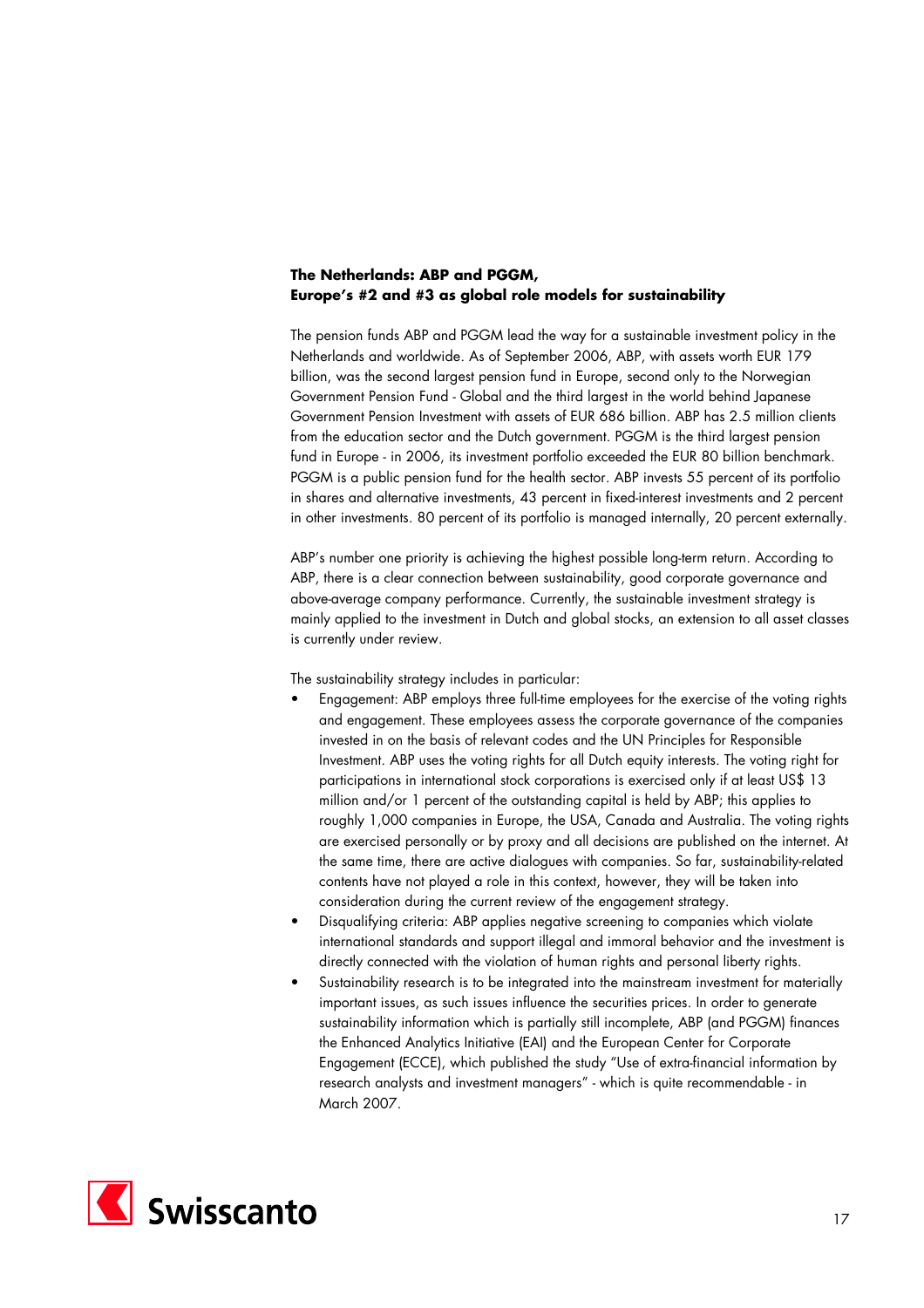**The Netherlands: ABP and PGGM, Europe's #2 and #3 as global role models for sustainability**

The pension funds ABP and PGGM lead the way for a sustainable investment policy in the Netherlands and worldwide. As of September 2006, ABP, with assets worth EUR 179 billion, was the second largest pension fund in Europe, second only to the Norwegian Government Pension Fund - Global and the third largest in the world behind Japanese Government Pension Investment with assets of EUR 686 billion. ABP has 2.5 million clients from the education sector and the Dutch government. PGGM is the third largest pension fund in Europe - in 2006, its investment portfolio exceeded the EUR 80 billion benchmark. PGGM is a public pension fund for the health sector. ABP invests 55 percent of its portfolio in shares and alternative investments, 43 percent in fixed-interest investments and 2 percent in other investments. 80 percent of its portfolio is managed internally, 20 percent externally.

ABP's number one priority is achieving the highest possible long-term return. According to ABP, there is a clear connection between sustainability, good corporate governance and above-average company performance. Currently, the sustainable investment strategy is mainly applied to the investment in Dutch and global stocks, an extension to all asset classes is currently under review.

The sustainability strategy includes in particular:

- Engagement: ABP employs three full-time employees for the exercise of the voting rights and engagement. These employees assess the corporate governance of the companies invested in on the basis of relevant codes and the UN Principles for Responsible Investment. ABP uses the voting rights for all Dutch equity interests. The voting right for participations in international stock corporations is exercised only if at least US$ 13 million and/or 1 percent of the outstanding capital is held by ABP; this applies to roughly 1,000 companies in Europe, the USA, Canada and Australia. The voting rights are exercised personally or by proxy and all decisions are published on the internet. At the same time, there are active dialogues with companies. So far, sustainability-related contents have not played a role in this context, however, they will be taken into consideration during the current review of the engagement strategy.
- Disqualifying criteria: ABP applies negative screening to companies which violate international standards and support illegal and immoral behavior and the investment is directly connected with the violation of human rights and personal liberty rights.
- Sustainability research is to be integrated into the mainstream investment for materially important issues, as such issues influence the securities prices. In order to generate sustainability information which is partially still incomplete, ABP (and PGGM) finances the Enhanced Analytics Initiative (EAI) and the European Center for Corporate Engagement (ECCE), which published the study "Use of extra-financial information by research analysts and investment managers" - which is quite recommendable - in March 2007.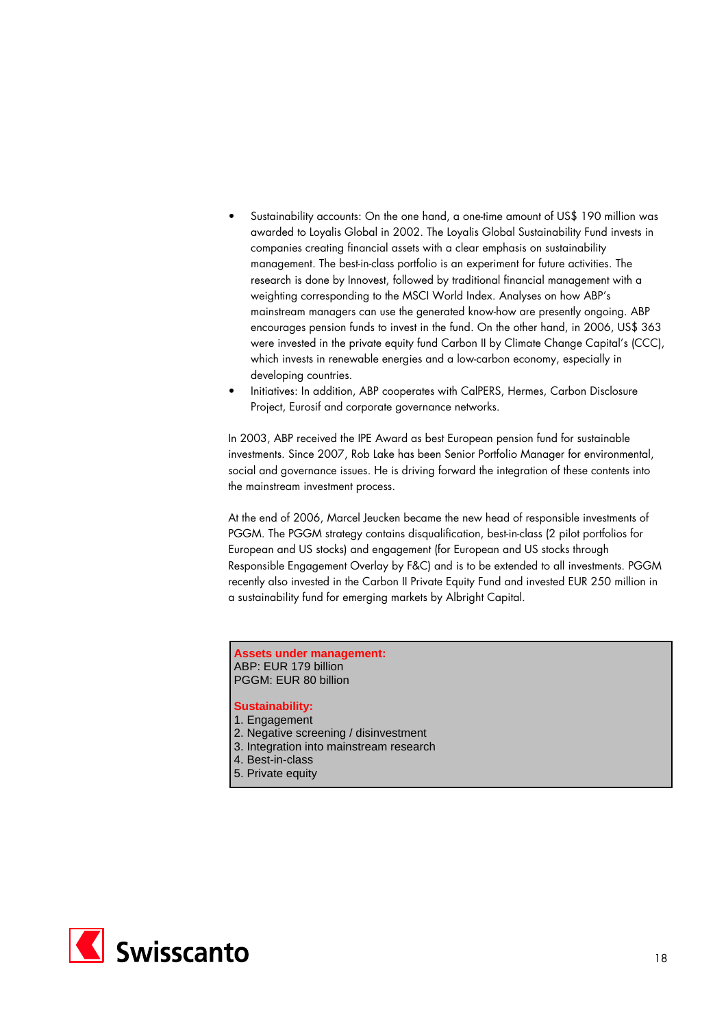- Sustainability accounts: On the one hand, a one-time amount of US$ 190 million was awarded to Loyalis Global in 2002. The Loyalis Global Sustainability Fund invests in companies creating financial assets with a clear emphasis on sustainability management. The best-in-class portfolio is an experiment for future activities. The research is done by Innovest, followed by traditional financial management with a weighting corresponding to the MSCI World Index. Analyses on how ABP's mainstream managers can use the generated know-how are presently ongoing. ABP encourages pension funds to invest in the fund. On the other hand, in 2006, US$ 363 were invested in the private equity fund Carbon II by Climate Change Capital's (CCC), which invests in renewable energies and a low-carbon economy, especially in developing countries.
- Initiatives: In addition, ABP cooperates with CalPERS, Hermes, Carbon Disclosure Project, Eurosif and corporate governance networks.

In 2003, ABP received the IPE Award as best European pension fund for sustainable investments. Since 2007, Rob Lake has been Senior Portfolio Manager for environmental, social and governance issues. He is driving forward the integration of these contents into the mainstream investment process.

At the end of 2006, Marcel Jeucken became the new head of responsible investments of PGGM. The PGGM strategy contains disqualification, best-in-class (2 pilot portfolios for European and US stocks) and engagement (for European and US stocks through Responsible Engagement Overlay by F&C) and is to be extended to all investments. PGGM recently also invested in the Carbon II Private Equity Fund and invested EUR 250 million in a sustainability fund for emerging markets by Albright Capital.

**Assets under management:**
ABP: EUR 179 billion
PGGM: EUR 80 billion

**Sustainability:**
1. Engagement
2. Negative screening / disinvestment
3. Integration into mainstream research
4. Best-in-class
5. Private equity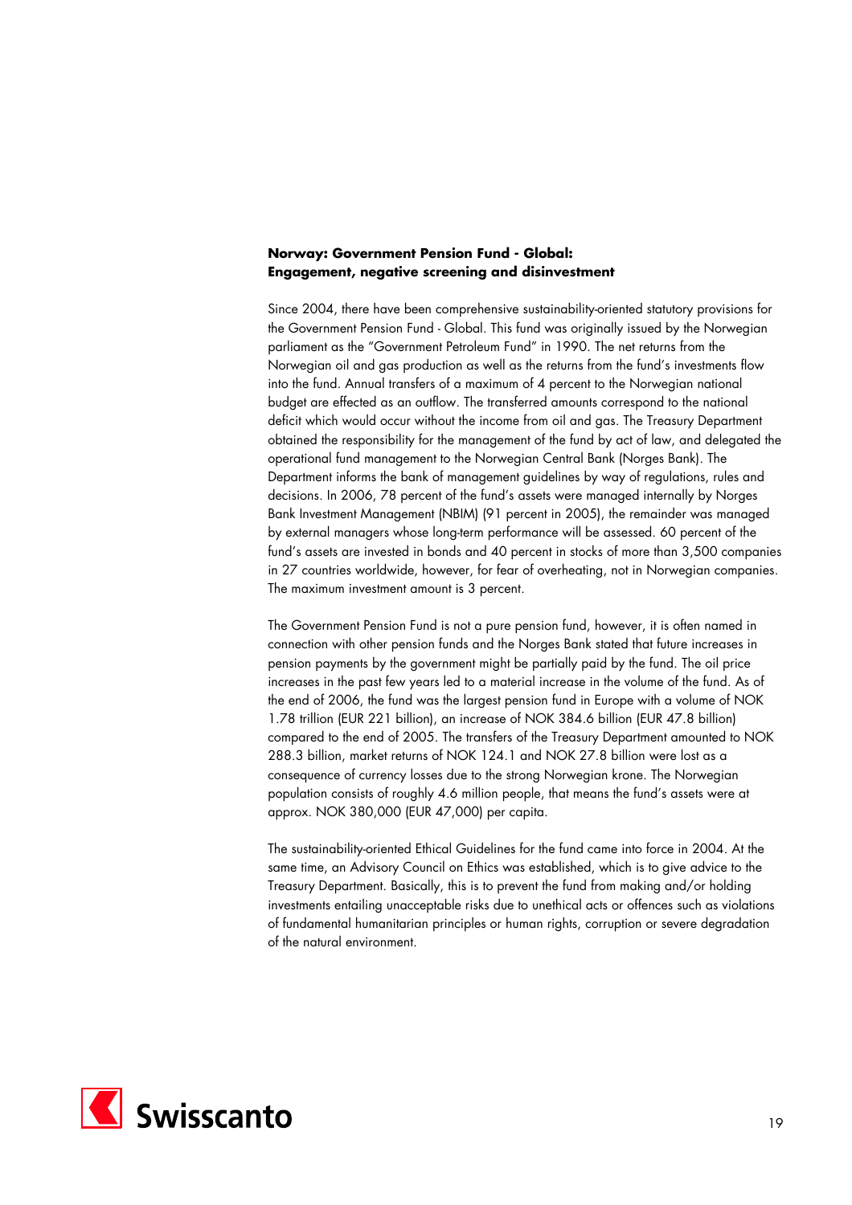**Norway: Government Pension Fund - Global: Engagement, negative screening and disinvestment**

Since 2004, there have been comprehensive sustainability-oriented statutory provisions for the Government Pension Fund - Global. This fund was originally issued by the Norwegian parliament as the "Government Petroleum Fund" in 1990. The net returns from the Norwegian oil and gas production as well as the returns from the fund's investments flow into the fund. Annual transfers of a maximum of 4 percent to the Norwegian national budget are effected as an outflow. The transferred amounts correspond to the national deficit which would occur without the income from oil and gas. The Treasury Department obtained the responsibility for the management of the fund by act of law, and delegated the operational fund management to the Norwegian Central Bank (Norges Bank). The Department informs the bank of management guidelines by way of regulations, rules and decisions. In 2006, 78 percent of the fund's assets were managed internally by Norges Bank Investment Management (NBIM) (91 percent in 2005), the remainder was managed by external managers whose long-term performance will be assessed. 60 percent of the fund's assets are invested in bonds and 40 percent in stocks of more than 3,500 companies in 27 countries worldwide, however, for fear of overheating, not in Norwegian companies. The maximum investment amount is 3 percent.

The Government Pension Fund is not a pure pension fund, however, it is often named in connection with other pension funds and the Norges Bank stated that future increases in pension payments by the government might be partially paid by the fund. The oil price increases in the past few years led to a material increase in the volume of the fund. As of the end of 2006, the fund was the largest pension fund in Europe with a volume of NOK 1.78 trillion (EUR 221 billion), an increase of NOK 384.6 billion (EUR 47.8 billion) compared to the end of 2005. The transfers of the Treasury Department amounted to NOK 288.3 billion, market returns of NOK 124.1 and NOK 27.8 billion were lost as a consequence of currency losses due to the strong Norwegian krone. The Norwegian population consists of roughly 4.6 million people, that means the fund's assets were at approx. NOK 380,000 (EUR 47,000) per capita.

The sustainability-oriented Ethical Guidelines for the fund came into force in 2004. At the same time, an Advisory Council on Ethics was established, which is to give advice to the Treasury Department. Basically, this is to prevent the fund from making and/or holding investments entailing unacceptable risks due to unethical acts or offences such as violations of fundamental humanitarian principles or human rights, corruption or severe degradation of the natural environment.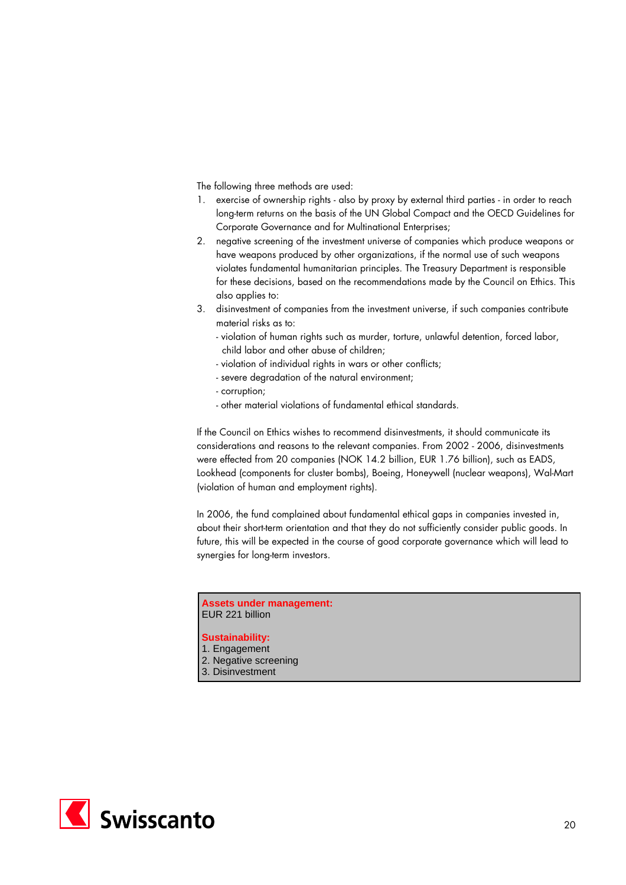The following three methods are used:

1. exercise of ownership rights - also by proxy by external third parties - in order to reach long-term returns on the basis of the UN Global Compact and the OECD Guidelines for Corporate Governance and for Multinational Enterprises;
2. negative screening of the investment universe of companies which produce weapons or have weapons produced by other organizations, if the normal use of such weapons violates fundamental humanitarian principles. The Treasury Department is responsible for these decisions, based on the recommendations made by the Council on Ethics. This also applies to:
3. disinvestment of companies from the investment universe, if such companies contribute material risks as to:
   - violation of human rights such as murder, torture, unlawful detention, forced labor, child labor and other abuse of children;
   - violation of individual rights in wars or other conflicts;
   - severe degradation of the natural environment;
   - corruption;
   - other material violations of fundamental ethical standards.

If the Council on Ethics wishes to recommend disinvestments, it should communicate its considerations and reasons to the relevant companies. From 2002 - 2006, disinvestments were effected from 20 companies (NOK 14.2 billion, EUR 1.76 billion), such as EADS, Lookhead (components for cluster bombs), Boeing, Honeywell (nuclear weapons), Wal-Mart (violation of human and employment rights).

In 2006, the fund complained about fundamental ethical gaps in companies invested in, about their short-term orientation and that they do not sufficiently consider public goods. In future, this will be expected in the course of good corporate governance which will lead to synergies for long-term investors.

**Assets under management:**
EUR 221 billion

**Sustainability:**
1. Engagement
2. Negative screening
3. Disinvestment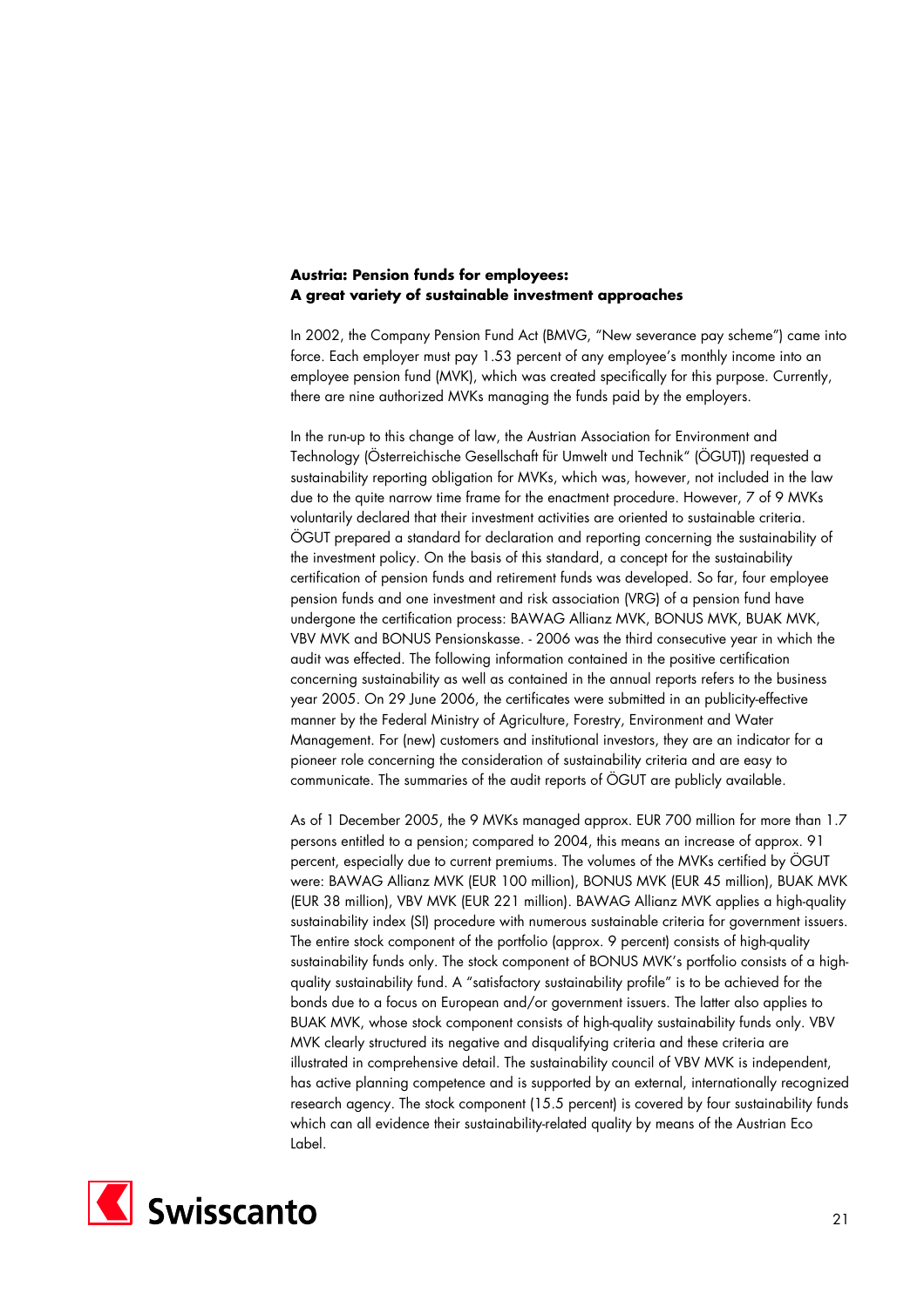**Austria: Pension funds for employees:**
**A great variety of sustainable investment approaches**

In 2002, the Company Pension Fund Act (BMVG, "New severance pay scheme") came into force. Each employer must pay 1.53 percent of any employee's monthly income into an employee pension fund (MVK), which was created specifically for this purpose. Currently, there are nine authorized MVKs managing the funds paid by the employers.

In the run-up to this change of law, the Austrian Association for Environment and Technology (Österreichische Gesellschaft für Umwelt und Technik" (ÖGUT)) requested a sustainability reporting obligation for MVKs, which was, however, not included in the law due to the quite narrow time frame for the enactment procedure. However, 7 of 9 MVKs voluntarily declared that their investment activities are oriented to sustainable criteria. ÖGUT prepared a standard for declaration and reporting concerning the sustainability of the investment policy. On the basis of this standard, a concept for the sustainability certification of pension funds and retirement funds was developed. So far, four employee pension funds and one investment and risk association (VRG) of a pension fund have undergone the certification process: BAWAG Allianz MVK, BONUS MVK, BUAK MVK, VBV MVK and BONUS Pensionskasse. - 2006 was the third consecutive year in which the audit was effected. The following information contained in the positive certification concerning sustainability as well as contained in the annual reports refers to the business year 2005. On 29 June 2006, the certificates were submitted in an publicity-effective manner by the Federal Ministry of Agriculture, Forestry, Environment and Water Management. For (new) customers and institutional investors, they are an indicator for a pioneer role concerning the consideration of sustainability criteria and are easy to communicate. The summaries of the audit reports of ÖGUT are publicly available.

As of 1 December 2005, the 9 MVKs managed approx. EUR 700 million for more than 1.7 persons entitled to a pension; compared to 2004, this means an increase of approx. 91 percent, especially due to current premiums. The volumes of the MVKs certified by ÖGUT were: BAWAG Allianz MVK (EUR 100 million), BONUS MVK (EUR 45 million), BUAK MVK (EUR 38 million), VBV MVK (EUR 221 million). BAWAG Allianz MVK applies a high-quality sustainability index (SI) procedure with numerous sustainable criteria for government issuers. The entire stock component of the portfolio (approx. 9 percent) consists of high-quality sustainability funds only. The stock component of BONUS MVK's portfolio consists of a high-quality sustainability fund. A "satisfactory sustainability profile" is to be achieved for the bonds due to a focus on European and/or government issuers. The latter also applies to BUAK MVK, whose stock component consists of high-quality sustainability funds only. VBV MVK clearly structured its negative and disqualifying criteria and these criteria are illustrated in comprehensive detail. The sustainability council of VBV MVK is independent, has active planning competence and is supported by an external, internationally recognized research agency. The stock component (15.5 percent) is covered by four sustainability funds which can all evidence their sustainability-related quality by means of the Austrian Eco Label.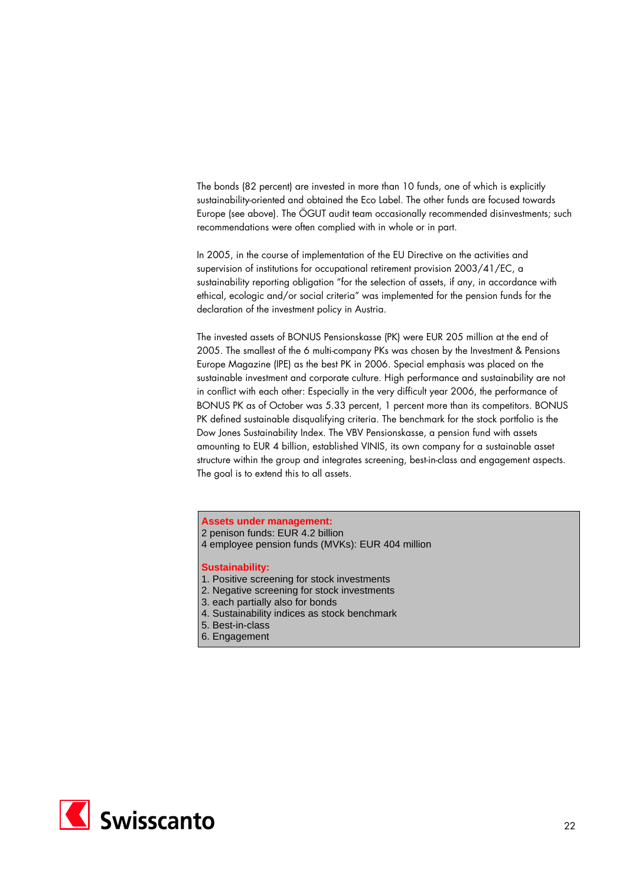The bonds (82 percent) are invested in more than 10 funds, one of which is explicitly sustainability-oriented and obtained the Eco Label. The other funds are focused towards Europe (see above). The ÖGUT audit team occasionally recommended disinvestments; such recommendations were often complied with in whole or in part.

In 2005, in the course of implementation of the EU Directive on the activities and supervision of institutions for occupational retirement provision 2003/41/EC, a sustainability reporting obligation "for the selection of assets, if any, in accordance with ethical, ecologic and/or social criteria" was implemented for the pension funds for the declaration of the investment policy in Austria.

The invested assets of BONUS Pensionskasse (PK) were EUR 205 million at the end of 2005. The smallest of the 6 multi-company PKs was chosen by the Investment & Pensions Europe Magazine (IPE) as the best PK in 2006. Special emphasis was placed on the sustainable investment and corporate culture. High performance and sustainability are not in conflict with each other: Especially in the very difficult year 2006, the performance of BONUS PK as of October was 5.33 percent, 1 percent more than its competitors. BONUS PK defined sustainable disqualifying criteria. The benchmark for the stock portfolio is the Dow Jones Sustainability Index. The VBV Pensionskasse, a pension fund with assets amounting to EUR 4 billion, established VINIS, its own company for a sustainable asset structure within the group and integrates screening, best-in-class and engagement aspects. The goal is to extend this to all assets.

**Assets under management:**
2 penison funds: EUR 4.2 billion
4 employee pension funds (MVKs): EUR 404 million

**Sustainability:**
1. Positive screening for stock investments
2. Negative screening for stock investments
3. each partially also for bonds
4. Sustainability indices as stock benchmark
5. Best-in-class
6. Engagement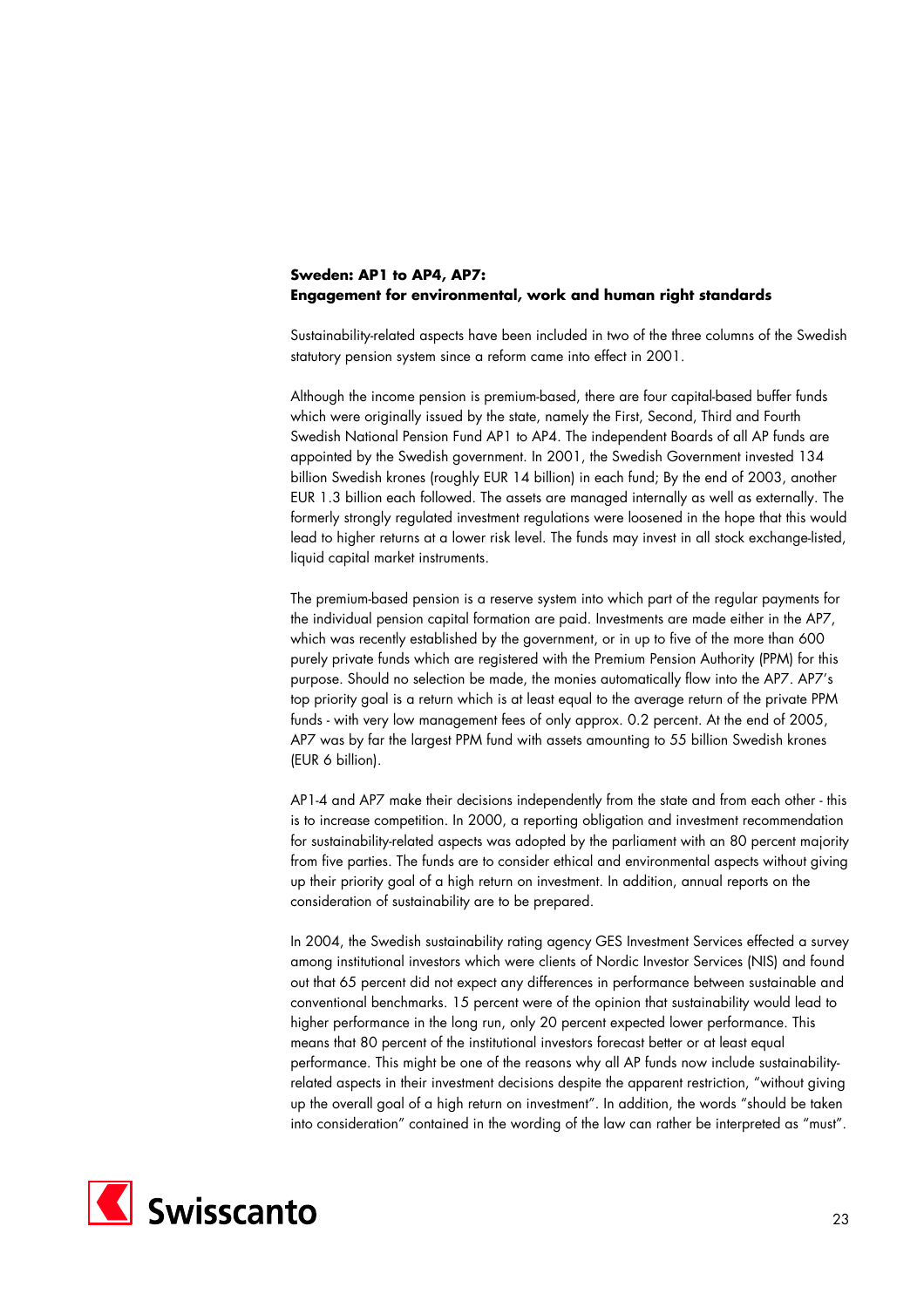**Sweden: AP1 to AP4, AP7: Engagement for environmental, work and human right standards**

Sustainability-related aspects have been included in two of the three columns of the Swedish statutory pension system since a reform came into effect in 2001.

Although the income pension is premium-based, there are four capital-based buffer funds which were originally issued by the state, namely the First, Second, Third and Fourth Swedish National Pension Fund AP1 to AP4. The independent Boards of all AP funds are appointed by the Swedish government. In 2001, the Swedish Government invested 134 billion Swedish krones (roughly EUR 14 billion) in each fund; By the end of 2003, another EUR 1.3 billion each followed. The assets are managed internally as well as externally. The formerly strongly regulated investment regulations were loosened in the hope that this would lead to higher returns at a lower risk level. The funds may invest in all stock exchange-listed, liquid capital market instruments.

The premium-based pension is a reserve system into which part of the regular payments for the individual pension capital formation are paid. Investments are made either in the AP7, which was recently established by the government, or in up to five of the more than 600 purely private funds which are registered with the Premium Pension Authority (PPM) for this purpose. Should no selection be made, the monies automatically flow into the AP7. AP7's top priority goal is a return which is at least equal to the average return of the private PPM funds - with very low management fees of only approx. 0.2 percent. At the end of 2005, AP7 was by far the largest PPM fund with assets amounting to 55 billion Swedish krones (EUR 6 billion).

AP1-4 and AP7 make their decisions independently from the state and from each other - this is to increase competition. In 2000, a reporting obligation and investment recommendation for sustainability-related aspects was adopted by the parliament with an 80 percent majority from five parties. The funds are to consider ethical and environmental aspects without giving up their priority goal of a high return on investment. In addition, annual reports on the consideration of sustainability are to be prepared.

In 2004, the Swedish sustainability rating agency GES Investment Services effected a survey among institutional investors which were clients of Nordic Investor Services (NIS) and found out that 65 percent did not expect any differences in performance between sustainable and conventional benchmarks. 15 percent were of the opinion that sustainability would lead to higher performance in the long run, only 20 percent expected lower performance. This means that 80 percent of the institutional investors forecast better or at least equal performance. This might be one of the reasons why all AP funds now include sustainability-related aspects in their investment decisions despite the apparent restriction, "without giving up the overall goal of a high return on investment". In addition, the words "should be taken into consideration" contained in the wording of the law can rather be interpreted as "must".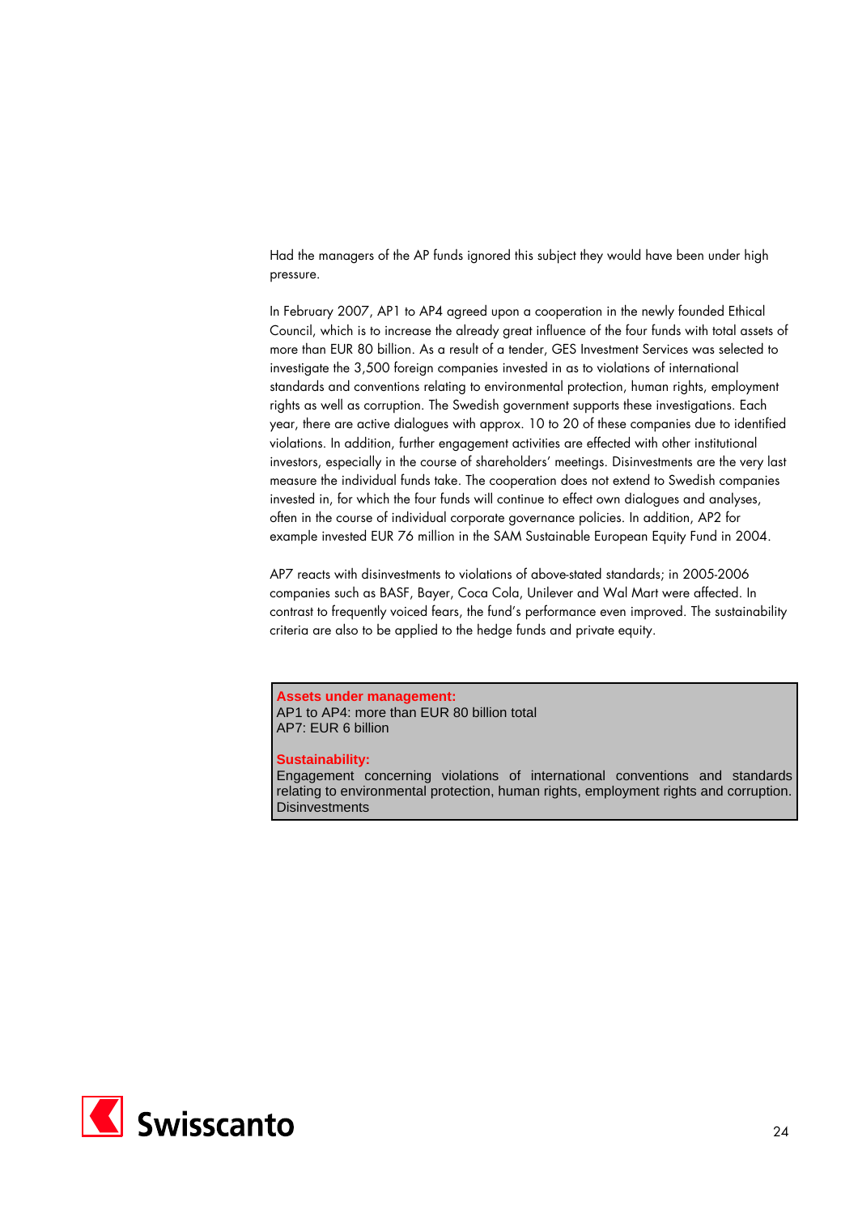Had the managers of the AP funds ignored this subject they would have been under high pressure.

In February 2007, AP1 to AP4 agreed upon a cooperation in the newly founded Ethical Council, which is to increase the already great influence of the four funds with total assets of more than EUR 80 billion. As a result of a tender, GES Investment Services was selected to investigate the 3,500 foreign companies invested in as to violations of international standards and conventions relating to environmental protection, human rights, employment rights as well as corruption. The Swedish government supports these investigations. Each year, there are active dialogues with approx. 10 to 20 of these companies due to identified violations. In addition, further engagement activities are effected with other institutional investors, especially in the course of shareholders' meetings. Disinvestments are the very last measure the individual funds take. The cooperation does not extend to Swedish companies invested in, for which the four funds will continue to effect own dialogues and analyses, often in the course of individual corporate governance policies. In addition, AP2 for example invested EUR 76 million in the SAM Sustainable European Equity Fund in 2004.

AP7 reacts with disinvestments to violations of above-stated standards; in 2005-2006 companies such as BASF, Bayer, Coca Cola, Unilever and Wal Mart were affected. In contrast to frequently voiced fears, the fund's performance even improved. The sustainability criteria are also to be applied to the hedge funds and private equity.

**Assets under management:**
AP1 to AP4: more than EUR 80 billion total
AP7: EUR 6 billion

**Sustainability:**
Engagement concerning violations of international conventions and standards relating to environmental protection, human rights, employment rights and corruption. Disinvestments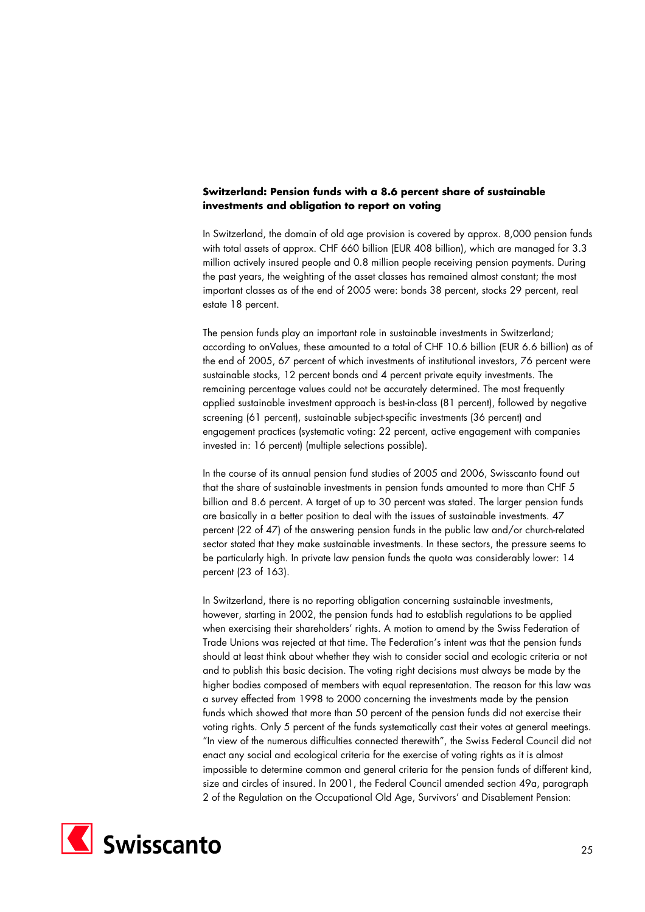**Switzerland: Pension funds with a 8.6 percent share of sustainable investments and obligation to report on voting**

In Switzerland, the domain of old age provision is covered by approx. 8,000 pension funds with total assets of approx. CHF 660 billion (EUR 408 billion), which are managed for 3.3 million actively insured people and 0.8 million people receiving pension payments. During the past years, the weighting of the asset classes has remained almost constant; the most important classes as of the end of 2005 were: bonds 38 percent, stocks 29 percent, real estate 18 percent.

The pension funds play an important role in sustainable investments in Switzerland; according to onValues, these amounted to a total of CHF 10.6 billion (EUR 6.6 billion) as of the end of 2005, 67 percent of which investments of institutional investors, 76 percent were sustainable stocks, 12 percent bonds and 4 percent private equity investments. The remaining percentage values could not be accurately determined. The most frequently applied sustainable investment approach is best-in-class (81 percent), followed by negative screening (61 percent), sustainable subject-specific investments (36 percent) and engagement practices (systematic voting: 22 percent, active engagement with companies invested in: 16 percent) (multiple selections possible).

In the course of its annual pension fund studies of 2005 and 2006, Swisscanto found out that the share of sustainable investments in pension funds amounted to more than CHF 5 billion and 8.6 percent. A target of up to 30 percent was stated. The larger pension funds are basically in a better position to deal with the issues of sustainable investments. 47 percent (22 of 47) of the answering pension funds in the public law and/or church-related sector stated that they make sustainable investments. In these sectors, the pressure seems to be particularly high. In private law pension funds the quota was considerably lower: 14 percent (23 of 163).

In Switzerland, there is no reporting obligation concerning sustainable investments, however, starting in 2002, the pension funds had to establish regulations to be applied when exercising their shareholders' rights. A motion to amend by the Swiss Federation of Trade Unions was rejected at that time. The Federation's intent was that the pension funds should at least think about whether they wish to consider social and ecologic criteria or not and to publish this basic decision. The voting right decisions must always be made by the higher bodies composed of members with equal representation. The reason for this law was a survey effected from 1998 to 2000 concerning the investments made by the pension funds which showed that more than 50 percent of the pension funds did not exercise their voting rights. Only 5 percent of the funds systematically cast their votes at general meetings. "In view of the numerous difficulties connected therewith", the Swiss Federal Council did not enact any social and ecological criteria for the exercise of voting rights as it is almost impossible to determine common and general criteria for the pension funds of different kind, size and circles of insured. In 2001, the Federal Council amended section 49a, paragraph 2 of the Regulation on the Occupational Old Age, Survivors' and Disablement Pension: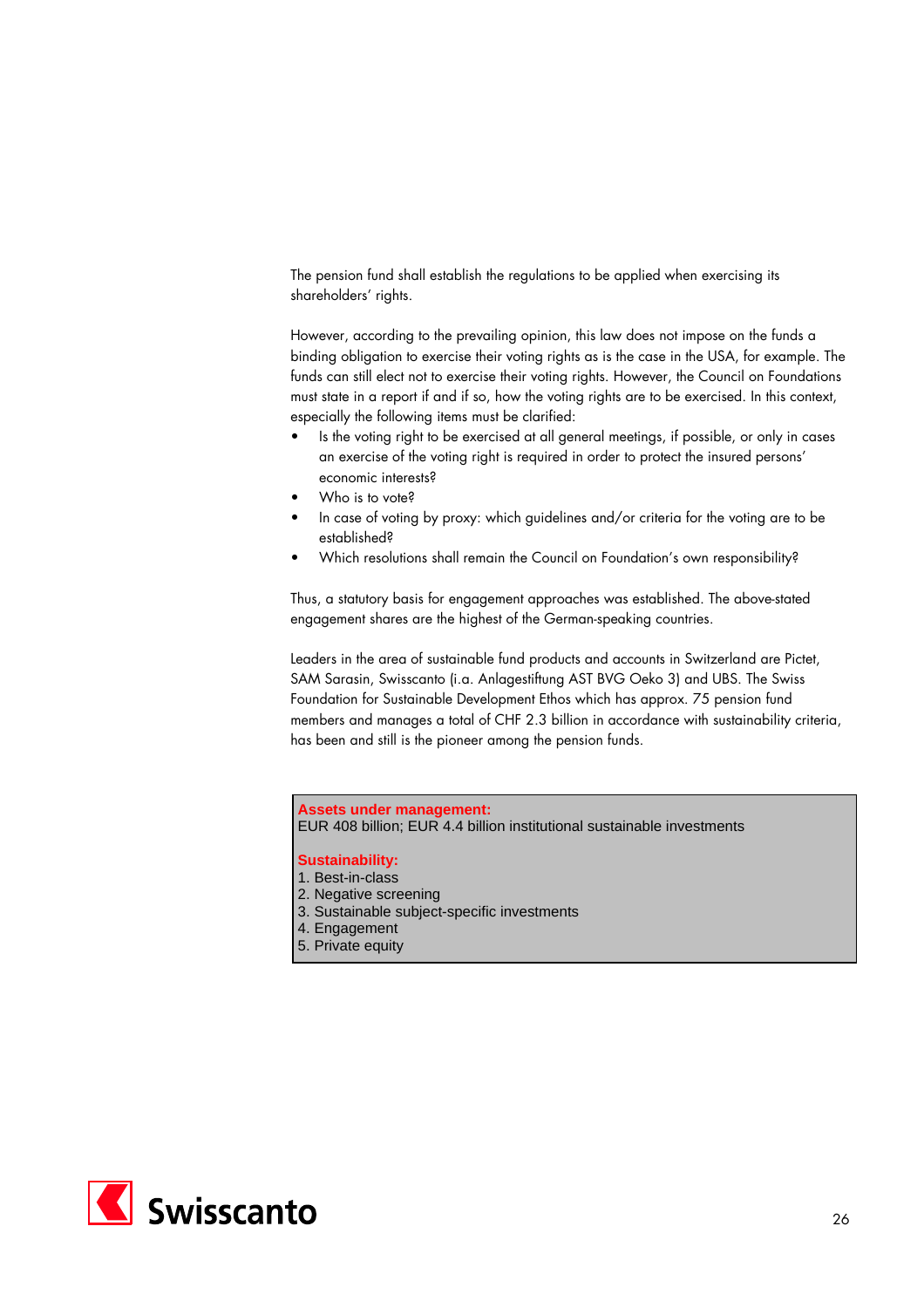The pension fund shall establish the regulations to be applied when exercising its shareholders' rights.

However, according to the prevailing opinion, this law does not impose on the funds a binding obligation to exercise their voting rights as is the case in the USA, for example. The funds can still elect not to exercise their voting rights. However, the Council on Foundations must state in a report if and if so, how the voting rights are to be exercised. In this context, especially the following items must be clarified:

- Is the voting right to be exercised at all general meetings, if possible, or only in cases an exercise of the voting right is required in order to protect the insured persons' economic interests?
- Who is to vote?
- In case of voting by proxy: which guidelines and/or criteria for the voting are to be established?
- Which resolutions shall remain the Council on Foundation's own responsibility?

Thus, a statutory basis for engagement approaches was established. The above-stated engagement shares are the highest of the German-speaking countries.

Leaders in the area of sustainable fund products and accounts in Switzerland are Pictet, SAM Sarasin, Swisscanto (i.a. Anlagestiftung AST BVG Oeko 3) and UBS. The Swiss Foundation for Sustainable Development Ethos which has approx. 75 pension fund members and manages a total of CHF 2.3 billion in accordance with sustainability criteria, has been and still is the pioneer among the pension funds.

**Assets under management:**
EUR 408 billion; EUR 4.4 billion institutional sustainable investments

**Sustainability:**
1. Best-in-class
2. Negative screening
3. Sustainable subject-specific investments
4. Engagement
5. Private equity

Swisscanto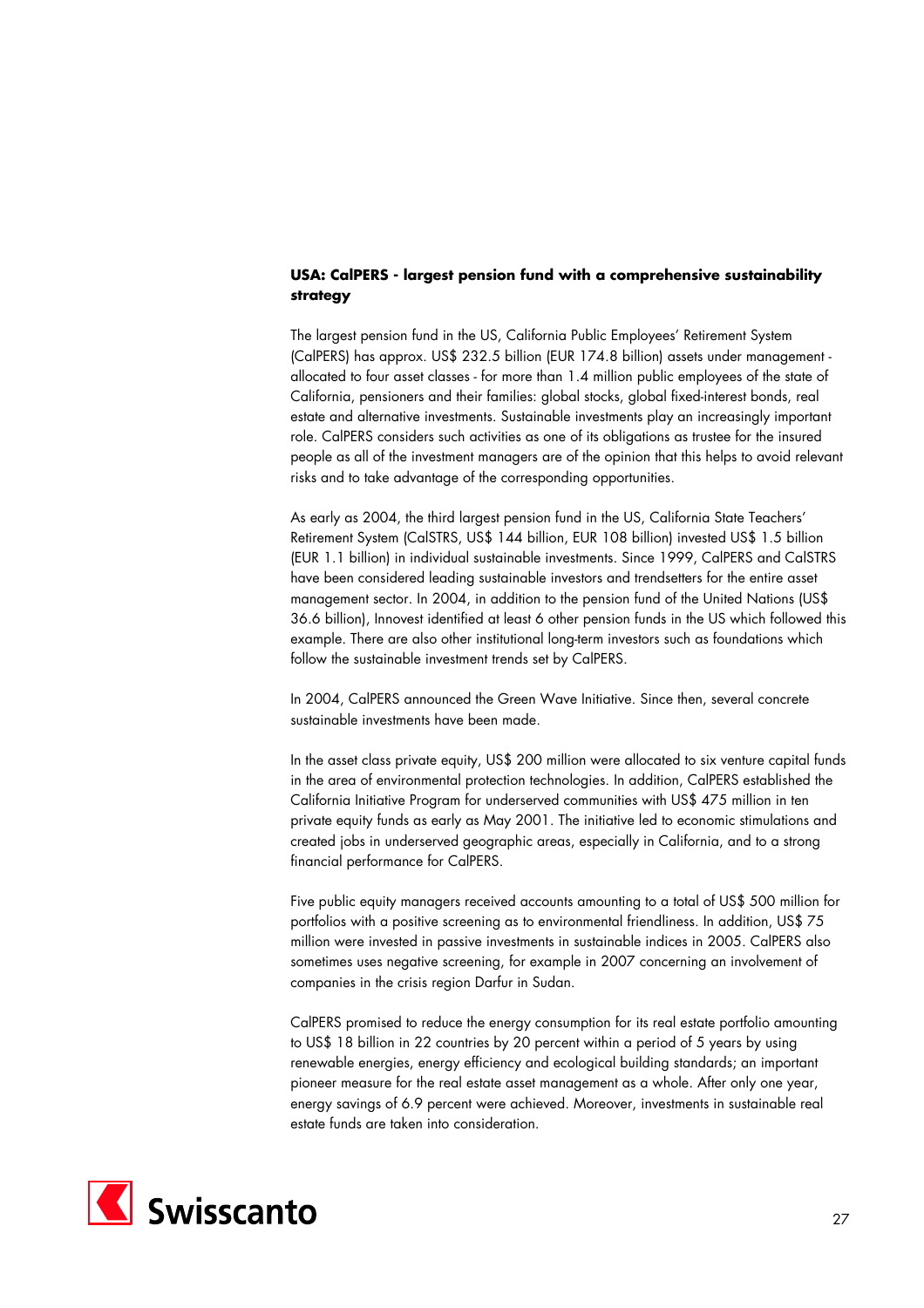**USA: CalPERS - largest pension fund with a comprehensive sustainability strategy**

The largest pension fund in the US, California Public Employees' Retirement System (CalPERS) has approx. US$ 232.5 billion (EUR 174.8 billion) assets under management - allocated to four asset classes - for more than 1.4 million public employees of the state of California, pensioners and their families: global stocks, global fixed-interest bonds, real estate and alternative investments. Sustainable investments play an increasingly important role. CalPERS considers such activities as one of its obligations as trustee for the insured people as all of the investment managers are of the opinion that this helps to avoid relevant risks and to take advantage of the corresponding opportunities.

As early as 2004, the third largest pension fund in the US, California State Teachers' Retirement System (CalSTRS, US$ 144 billion, EUR 108 billion) invested US$ 1.5 billion (EUR 1.1 billion) in individual sustainable investments. Since 1999, CalPERS and CalSTRS have been considered leading sustainable investors and trendsetters for the entire asset management sector. In 2004, in addition to the pension fund of the United Nations (US$ 36.6 billion), Innovest identified at least 6 other pension funds in the US which followed this example. There are also other institutional long-term investors such as foundations which follow the sustainable investment trends set by CalPERS.

In 2004, CalPERS announced the Green Wave Initiative. Since then, several concrete sustainable investments have been made.

In the asset class private equity, US$ 200 million were allocated to six venture capital funds in the area of environmental protection technologies. In addition, CalPERS established the California Initiative Program for underserved communities with US$ 475 million in ten private equity funds as early as May 2001. The initiative led to economic stimulations and created jobs in underserved geographic areas, especially in California, and to a strong financial performance for CalPERS.

Five public equity managers received accounts amounting to a total of US$ 500 million for portfolios with a positive screening as to environmental friendliness. In addition, US$ 75 million were invested in passive investments in sustainable indices in 2005. CalPERS also sometimes uses negative screening, for example in 2007 concerning an involvement of companies in the crisis region Darfur in Sudan.

CalPERS promised to reduce the energy consumption for its real estate portfolio amounting to US$ 18 billion in 22 countries by 20 percent within a period of 5 years by using renewable energies, energy efficiency and ecological building standards; an important pioneer measure for the real estate asset management as a whole. After only one year, energy savings of 6.9 percent were achieved. Moreover, investments in sustainable real estate funds are taken into consideration.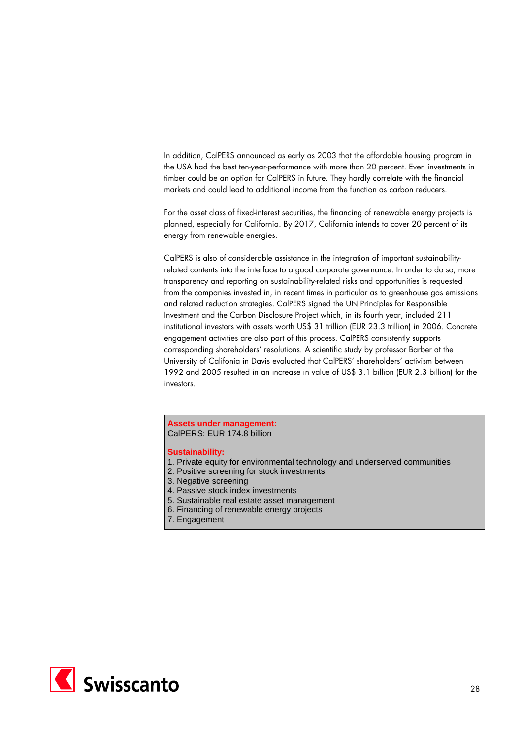In addition, CalPERS announced as early as 2003 that the affordable housing program in the USA had the best ten-year-performance with more than 20 percent. Even investments in timber could be an option for CalPERS in future. They hardly correlate with the financial markets and could lead to additional income from the function as carbon reducers.

For the asset class of fixed-interest securities, the financing of renewable energy projects is planned, especially for California. By 2017, California intends to cover 20 percent of its energy from renewable energies.

CalPERS is also of considerable assistance in the integration of important sustainability-related contents into the interface to a good corporate governance. In order to do so, more transparency and reporting on sustainability-related risks and opportunities is requested from the companies invested in, in recent times in particular as to greenhouse gas emissions and related reduction strategies. CalPERS signed the UN Principles for Responsible Investment and the Carbon Disclosure Project which, in its fourth year, included 211 institutional investors with assets worth US$ 31 trillion (EUR 23.3 trillion) in 2006. Concrete engagement activities are also part of this process. CalPERS consistently supports corresponding shareholders' resolutions. A scientific study by professor Barber at the University of Califonia in Davis evaluated that CalPERS' shareholders' activism between 1992 and 2005 resulted in an increase in value of US$ 3.1 billion (EUR 2.3 billion) for the investors.

**Assets under management:**
CalPERS: EUR 174.8 billion

**Sustainability:**
1. Private equity for environmental technology and underserved communities
2. Positive screening for stock investments
3. Negative screening
4. Passive stock index investments
5. Sustainable real estate asset management
6. Financing of renewable energy projects
7. Engagement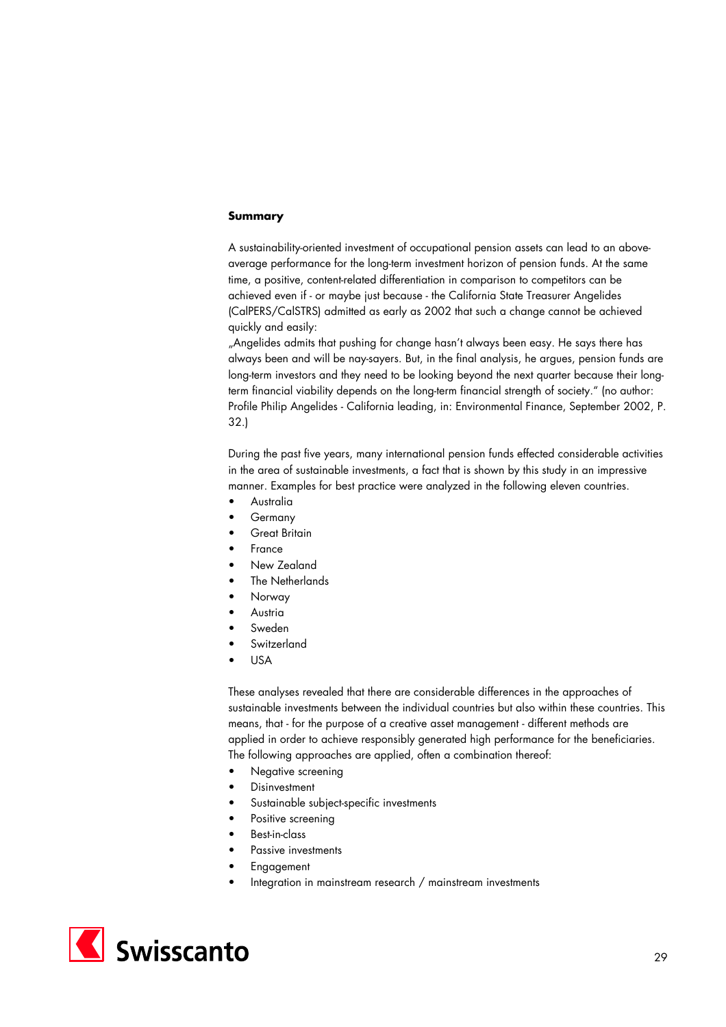**Summary**

A sustainability-oriented investment of occupational pension assets can lead to an above-average performance for the long-term investment horizon of pension funds. At the same time, a positive, content-related differentiation in comparison to competitors can be achieved even if - or maybe just because - the California State Treasurer Angelides (CalPERS/CalSTRS) admitted as early as 2002 that such a change cannot be achieved quickly and easily:
„Angelides admits that pushing for change hasn't always been easy. He says there has always been and will be nay-sayers. But, in the final analysis, he argues, pension funds are long-term investors and they need to be looking beyond the next quarter because their long-term financial viability depends on the long-term financial strength of society." (no author: Profile Philip Angelides - California leading, in: Environmental Finance, September 2002, P. 32.)

During the past five years, many international pension funds effected considerable activities in the area of sustainable investments, a fact that is shown by this study in an impressive manner. Examples for best practice were analyzed in the following eleven countries.

- Australia
- Germany
- Great Britain
- France
- New Zealand
- The Netherlands
- Norway
- Austria
- Sweden
- Switzerland
- USA

These analyses revealed that there are considerable differences in the approaches of sustainable investments between the individual countries but also within these countries. This means, that - for the purpose of a creative asset management - different methods are applied in order to achieve responsibly generated high performance for the beneficiaries. The following approaches are applied, often a combination thereof:

- Negative screening
- Disinvestment
- Sustainable subject-specific investments
- Positive screening
- Best-in-class
- Passive investments
- Engagement
- Integration in mainstream research / mainstream investments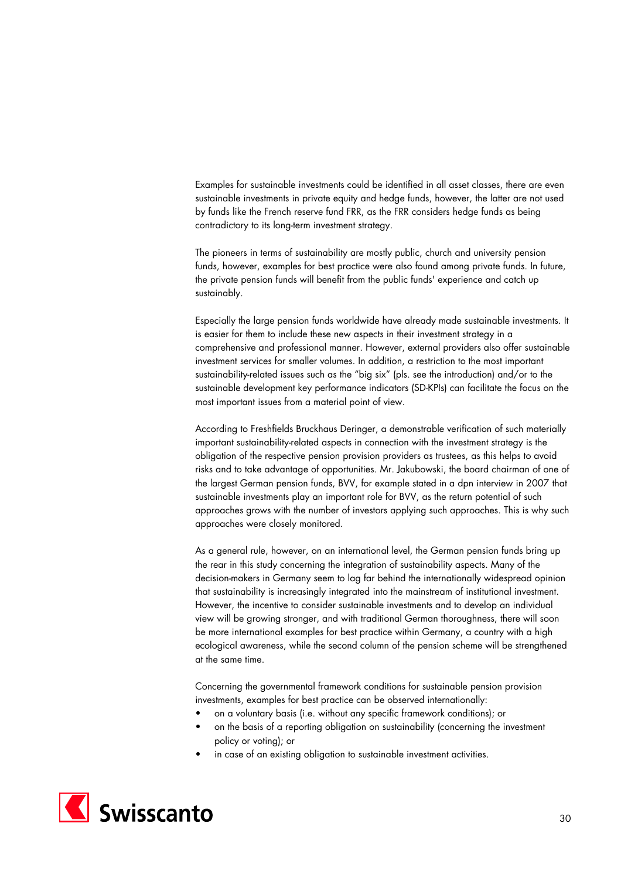Examples for sustainable investments could be identified in all asset classes, there are even sustainable investments in private equity and hedge funds, however, the latter are not used by funds like the French reserve fund FRR, as the FRR considers hedge funds as being contradictory to its long-term investment strategy.

The pioneers in terms of sustainability are mostly public, church and university pension funds, however, examples for best practice were also found among private funds. In future, the private pension funds will benefit from the public funds' experience and catch up sustainably.

Especially the large pension funds worldwide have already made sustainable investments. It is easier for them to include these new aspects in their investment strategy in a comprehensive and professional manner. However, external providers also offer sustainable investment services for smaller volumes. In addition, a restriction to the most important sustainability-related issues such as the "big six" (pls. see the introduction) and/or to the sustainable development key performance indicators (SD-KPIs) can facilitate the focus on the most important issues from a material point of view.

According to Freshfields Bruckhaus Deringer, a demonstrable verification of such materially important sustainability-related aspects in connection with the investment strategy is the obligation of the respective pension provision providers as trustees, as this helps to avoid risks and to take advantage of opportunities. Mr. Jakubowski, the board chairman of one of the largest German pension funds, BVV, for example stated in a dpn interview in 2007 that sustainable investments play an important role for BVV, as the return potential of such approaches grows with the number of investors applying such approaches. This is why such approaches were closely monitored.

As a general rule, however, on an international level, the German pension funds bring up the rear in this study concerning the integration of sustainability aspects. Many of the decision-makers in Germany seem to lag far behind the internationally widespread opinion that sustainability is increasingly integrated into the mainstream of institutional investment. However, the incentive to consider sustainable investments and to develop an individual view will be growing stronger, and with traditional German thoroughness, there will soon be more international examples for best practice within Germany, a country with a high ecological awareness, while the second column of the pension scheme will be strengthened at the same time.

Concerning the governmental framework conditions for sustainable pension provision investments, examples for best practice can be observed internationally:

- on a voluntary basis (i.e. without any specific framework conditions); or
- on the basis of a reporting obligation on sustainability (concerning the investment policy or voting); or
- in case of an existing obligation to sustainable investment activities.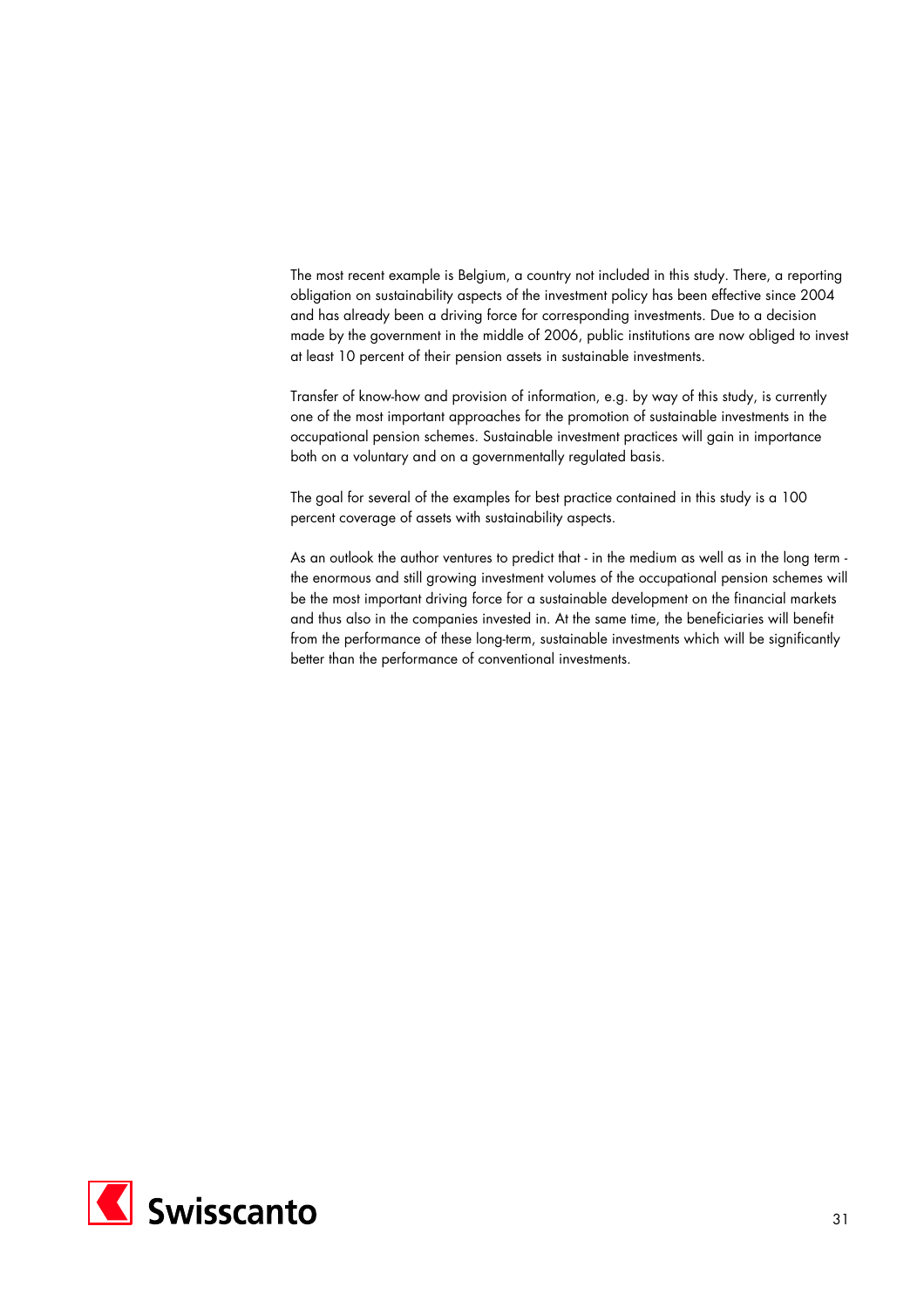The most recent example is Belgium, a country not included in this study. There, a reporting obligation on sustainability aspects of the investment policy has been effective since 2004 and has already been a driving force for corresponding investments. Due to a decision made by the government in the middle of 2006, public institutions are now obliged to invest at least 10 percent of their pension assets in sustainable investments.

Transfer of know-how and provision of information, e.g. by way of this study, is currently one of the most important approaches for the promotion of sustainable investments in the occupational pension schemes. Sustainable investment practices will gain in importance both on a voluntary and on a governmentally regulated basis.

The goal for several of the examples for best practice contained in this study is a 100 percent coverage of assets with sustainability aspects.

As an outlook the author ventures to predict that - in the medium as well as in the long term - the enormous and still growing investment volumes of the occupational pension schemes will be the most important driving force for a sustainable development on the financial markets and thus also in the companies invested in. At the same time, the beneficiaries will benefit from the performance of these long-term, sustainable investments which will be significantly better than the performance of conventional investments.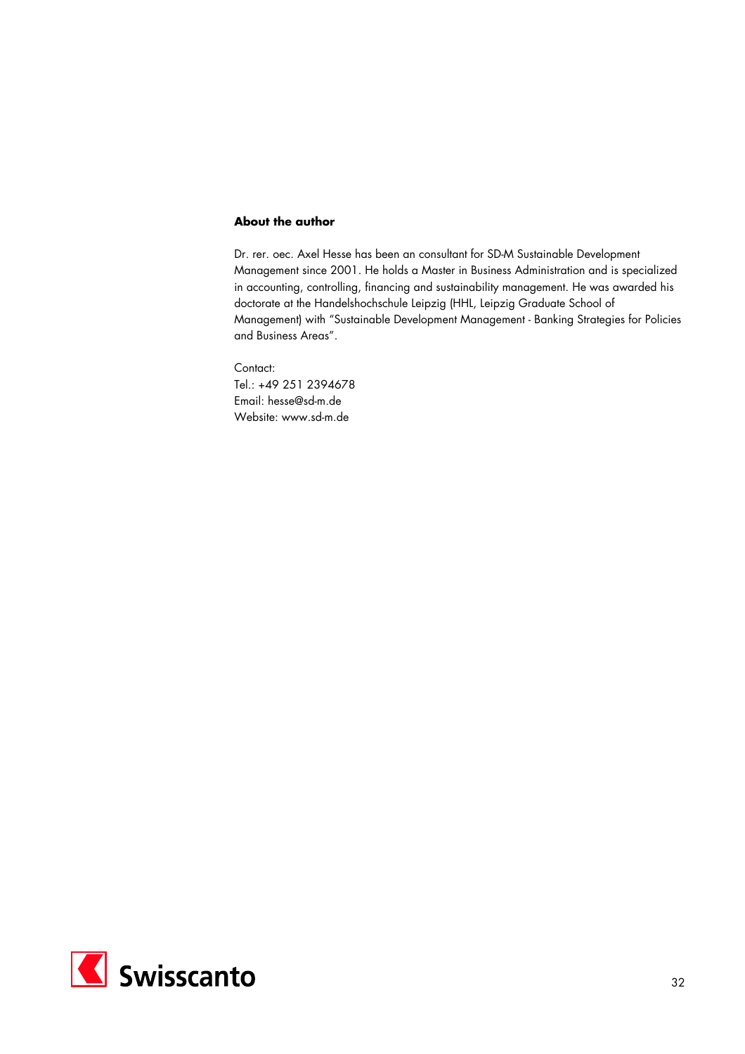**About the author**

Dr. rer. oec. Axel Hesse has been an consultant for SD-M Sustainable Development Management since 2001. He holds a Master in Business Administration and is specialized in accounting, controlling, financing and sustainability management. He was awarded his doctorate at the Handelshochschule Leipzig (HHL, Leipzig Graduate School of Management) with "Sustainable Development Management - Banking Strategies for Policies and Business Areas".

Contact:
Tel.: +49 251 2394678
Email: hesse@sd-m.de
Website: www.sd-m.de